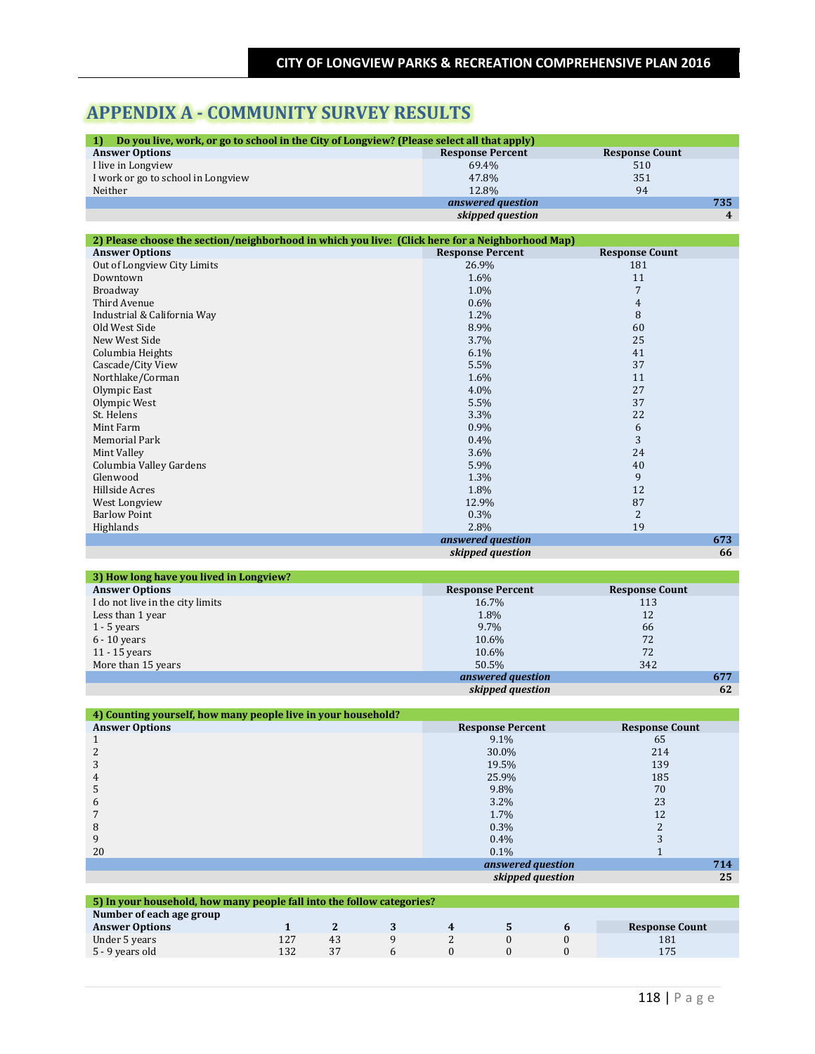# APPENDIX A - COMMUNITY SURVEY RESULTS

| 1) Do you live, work, or go to school in the City of Longview? (Please select all that apply) | | |
|---|---|---|
| **Answer Options** | **Response Percent** | **Response Count** |
| I live in Longview | 69.4% | 510 |
| I work or go to school in Longview | 47.8% | 351 |
| Neither | 12.8% | 94 |
| | ***answered question*** | **735** |
| | ***skipped question*** | **4** |

| 2) Please choose the section/neighborhood in which you live: (Click here for a Neighborhood Map) | | |
|---|---|---|
| **Answer Options** | **Response Percent** | **Response Count** |
| Out of Longview City Limits | 26.9% | 181 |
| Downtown | 1.6% | 11 |
| Broadway | 1.0% | 7 |
| Third Avenue | 0.6% | 4 |
| Industrial & California Way | 1.2% | 8 |
| Old West Side | 8.9% | 60 |
| New West Side | 3.7% | 25 |
| Columbia Heights | 6.1% | 41 |
| Cascade/City View | 5.5% | 37 |
| Northlake/Corman | 1.6% | 11 |
| Olympic East | 4.0% | 27 |
| Olympic West | 5.5% | 37 |
| St. Helens | 3.3% | 22 |
| Mint Farm | 0.9% | 6 |
| Memorial Park | 0.4% | 3 |
| Mint Valley | 3.6% | 24 |
| Columbia Valley Gardens | 5.9% | 40 |
| Glenwood | 1.3% | 9 |
| Hillside Acres | 1.8% | 12 |
| West Longview | 12.9% | 87 |
| Barlow Point | 0.3% | 2 |
| Highlands | 2.8% | 19 |
| | ***answered question*** | **673** |
| | ***skipped question*** | **66** |

| 3) How long have you lived in Longview? | | |
|---|---|---|
| **Answer Options** | **Response Percent** | **Response Count** |
| I do not live in the city limits | 16.7% | 113 |
| Less than 1 year | 1.8% | 12 |
| 1 - 5 years | 9.7% | 66 |
| 6 - 10 years | 10.6% | 72 |
| 11 - 15 years | 10.6% | 72 |
| More than 15 years | 50.5% | 342 |
| | ***answered question*** | **677** |
| | ***skipped question*** | **62** |

| 4) Counting yourself, how many people live in your household? | | |
|---|---|---|
| **Answer Options** | **Response Percent** | **Response Count** |
| 1 | 9.1% | 65 |
| 2 | 30.0% | 214 |
| 3 | 19.5% | 139 |
| 4 | 25.9% | 185 |
| 5 | 9.8% | 70 |
| 6 | 3.2% | 23 |
| 7 | 1.7% | 12 |
| 8 | 0.3% | 2 |
| 9 | 0.4% | 3 |
| 20 | 0.1% | 1 |
| | ***answered question*** | **714** |
| | ***skipped question*** | **25** |

| 5) In your household, how many people fall into the follow categories? | | | | | | | |
|---|---|---|---|---|---|---|---|
| **Number of each age group** | | | | | | | |
| **Answer Options** | **1** | **2** | **3** | **4** | **5** | **6** | **Response Count** |
| Under 5 years | 127 | 43 | 9 | 2 | 0 | 0 | 181 |
| 5 - 9 years old | 132 | 37 | 6 | 0 | 0 | 0 | 175 |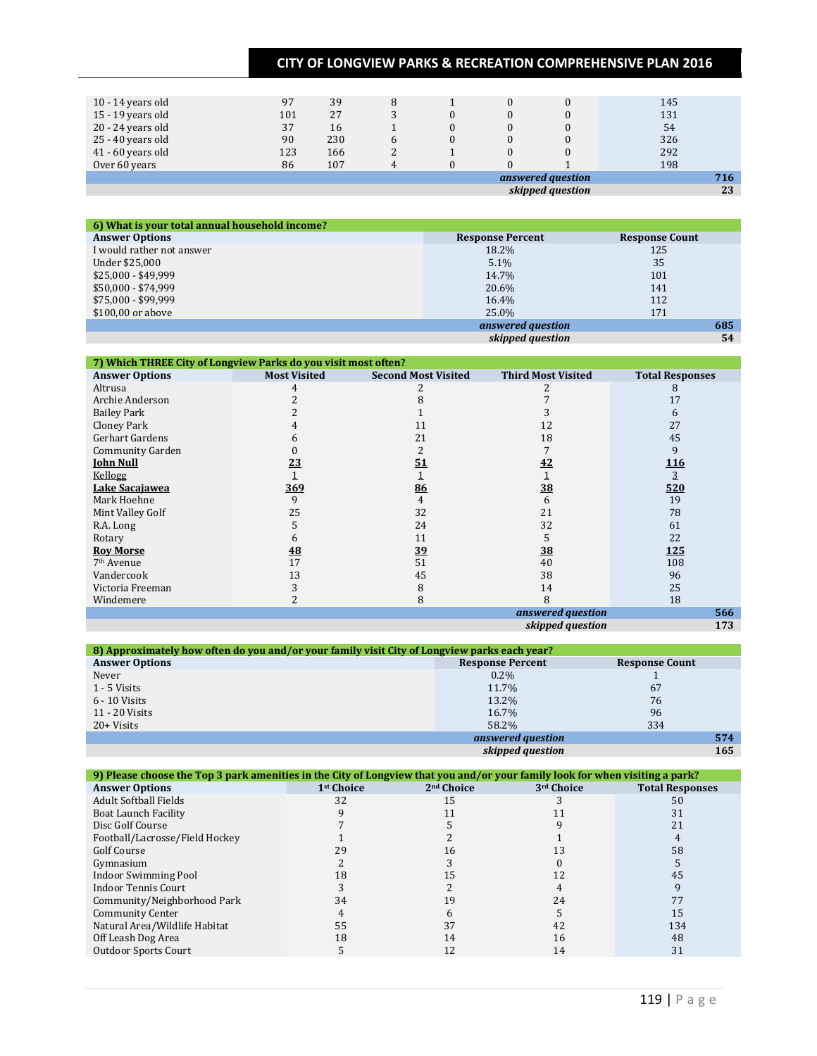| | | | | | | | | |
|---|---|---|---|---|---|---|---|---|
| 10 - 14 years old | 97 | 39 | 8 | 1 | 0 | 0 | 145 | |
| 15 - 19 years old | 101 | 27 | 3 | 0 | 0 | 0 | 131 | |
| 20 - 24 years old | 37 | 16 | 1 | 0 | 0 | 0 | 54 | |
| 25 - 40 years old | 90 | 230 | 6 | 0 | 0 | 0 | 326 | |
| 41 - 60 years old | 123 | 166 | 2 | 1 | 0 | 0 | 292 | |
| Over 60 years | 86 | 107 | 4 | 0 | 0 | 1 | 198 | |
| | | | | | | *answered question* | | 716 |
| | | | | | | *skipped question* | | 23 |

| 6) What is your total annual household income? | | |
|---|---|---|
| **Answer Options** | **Response Percent** | **Response Count** |
| I would rather not answer | 18.2% | 125 |
| Under $25,000 | 5.1% | 35 |
| $25,000 - $49,999 | 14.7% | 101 |
| $50,000 - $74,999 | 20.6% | 141 |
| $75,000 - $99,999 | 16.4% | 112 |
| $100,00 or above | 25.0% | 171 |
| | *answered question* | 685 |
| | *skipped question* | 54 |

| 7) Which THREE City of Longview Parks do you visit most often? | | | | |
|---|---|---|---|---|
| **Answer Options** | **Most Visited** | **Second Most Visited** | **Third Most Visited** | **Total Responses** |
| Altrusa | 4 | 2 | 2 | 8 |
| Archie Anderson | 2 | 8 | 7 | 17 |
| Bailey Park | 2 | 1 | 3 | 6 |
| Cloney Park | 4 | 11 | 12 | 27 |
| Gerhart Gardens | 6 | 21 | 18 | 45 |
| Community Garden | 0 | 2 | 7 | 9 |
| **John Null** | **23** | **51** | **42** | **116** |
| Kellogg | 1 | 1 | 1 | 3 |
| **Lake Sacajawea** | **369** | **86** | **38** | **520** |
| Mark Hoehne | 9 | 4 | 6 | 19 |
| Mint Valley Golf | 25 | 32 | 21 | 78 |
| R.A. Long | 5 | 24 | 32 | 61 |
| Rotary | 6 | 11 | 5 | 22 |
| **Roy Morse** | **48** | **39** | **38** | **125** |
| 7th Avenue | 17 | 51 | 40 | 108 |
| Vandercook | 13 | 45 | 38 | 96 |
| Victoria Freeman | 3 | 8 | 14 | 25 |
| Windemere | 2 | 8 | 8 | 18 |
| | | | *answered question* | 566 |
| | | | *skipped question* | 173 |

| 8) Approximately how often do you and/or your family visit City of Longview parks each year? | | |
|---|---|---|
| **Answer Options** | **Response Percent** | **Response Count** |
| Never | 0.2% | 1 |
| 1 - 5 Visits | 11.7% | 67 |
| 6 - 10 Visits | 13.2% | 76 |
| 11 - 20 Visits | 16.7% | 96 |
| 20+ Visits | 58.2% | 334 |
| | *answered question* | 574 |
| | *skipped question* | 165 |

| 9) Please choose the Top 3 park amenities in the City of Longview that you and/or your family look for when visiting a park? | | | | |
|---|---|---|---|---|
| **Answer Options** | **1st Choice** | **2nd Choice** | **3rd Choice** | **Total Responses** |
| Adult Softball Fields | 32 | 15 | 3 | 50 |
| Boat Launch Facility | 9 | 11 | 11 | 31 |
| Disc Golf Course | 7 | 5 | 9 | 21 |
| Football/Lacrosse/Field Hockey | 1 | 2 | 1 | 4 |
| Golf Course | 29 | 16 | 13 | 58 |
| Gymnasium | 2 | 3 | 0 | 5 |
| Indoor Swimming Pool | 18 | 15 | 12 | 45 |
| Indoor Tennis Court | 3 | 2 | 4 | 9 |
| Community/Neighborhood Park | 34 | 19 | 24 | 77 |
| Community Center | 4 | 6 | 5 | 15 |
| Natural Area/Wildlife Habitat | 55 | 37 | 42 | 134 |
| Off Leash Dog Area | 18 | 14 | 16 | 48 |
| Outdoor Sports Court | 5 | 12 | 14 | 31 |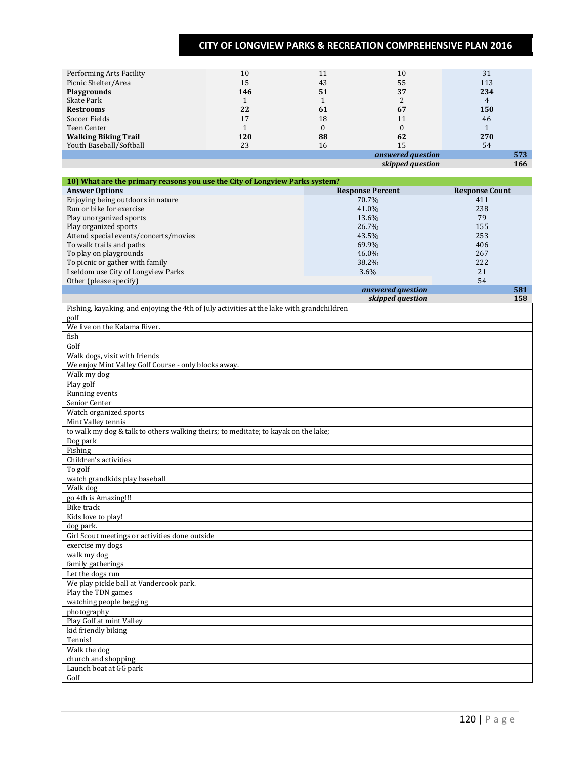| | | | | |
|---|---|---|---|---|
| Performing Arts Facility | 10 | 11 | 10 | 31 |
| Picnic Shelter/Area | 15 | 43 | 55 | 113 |
| **Playgrounds** | **146** | **51** | **37** | **234** |
| Skate Park | 1 | 1 | 2 | 4 |
| **Restrooms** | **22** | **61** | **67** | **150** |
| Soccer Fields | 17 | 18 | 11 | 46 |
| Teen Center | 1 | 0 | 0 | 1 |
| **Walking Biking Trail** | **120** | **88** | **62** | **270** |
| Youth Baseball/Softball | 23 | 16 | 15 | 54 |
| | | | *answered question* | **573** |
| | | | *skipped question* | **166** |

**10) What are the primary reasons you use the City of Longview Parks system?**

| Answer Options | Response Percent | Response Count |
|---|---|---|
| Enjoying being outdoors in nature | 70.7% | 411 |
| Run or bike for exercise | 41.0% | 238 |
| Play unorganized sports | 13.6% | 79 |
| Play organized sports | 26.7% | 155 |
| Attend special events/concerts/movies | 43.5% | 253 |
| To walk trails and paths | 69.9% | 406 |
| To play on playgrounds | 46.0% | 267 |
| To picnic or gather with family | 38.2% | 222 |
| I seldom use City of Longview Parks | 3.6% | 21 |
| Other (please specify) | | 54 |
| | *answered question* | **581** |
| | *skipped question* | **158** |

| Other (please specify) |
|---|
| Fishing, kayaking, and enjoying the 4th of July activities at the lake with grandchildren |
| golf |
| We live on the Kalama River. |
| fish |
| Golf |
| Walk dogs, visit with friends |
| We enjoy Mint Valley Golf Course - only blocks away. |
| Walk my dog |
| Play golf |
| Running events |
| Senior Center |
| Watch organized sports |
| Mint Valley tennis |
| to walk my dog & talk to others walking theirs; to meditate; to kayak on the lake; |
| Dog park |
| Fishing |
| Children's activities |
| To golf |
| watch grandkids play baseball |
| Walk dog |
| go 4th is Amazing!!! |
| Bike track |
| Kids love to play! |
| dog park. |
| Girl Scout meetings or activities done outside |
| exercise my dogs |
| walk my dog |
| family gatherings |
| Let the dogs run |
| We play pickle ball at Vandercook park. |
| Play the TDN games |
| watching people begging |
| photography |
| Play Golf at mint Valley |
| kid friendly biking |
| Tennis! |
| Walk the dog |
| church and shopping |
| Launch boat at GG park |
| Golf |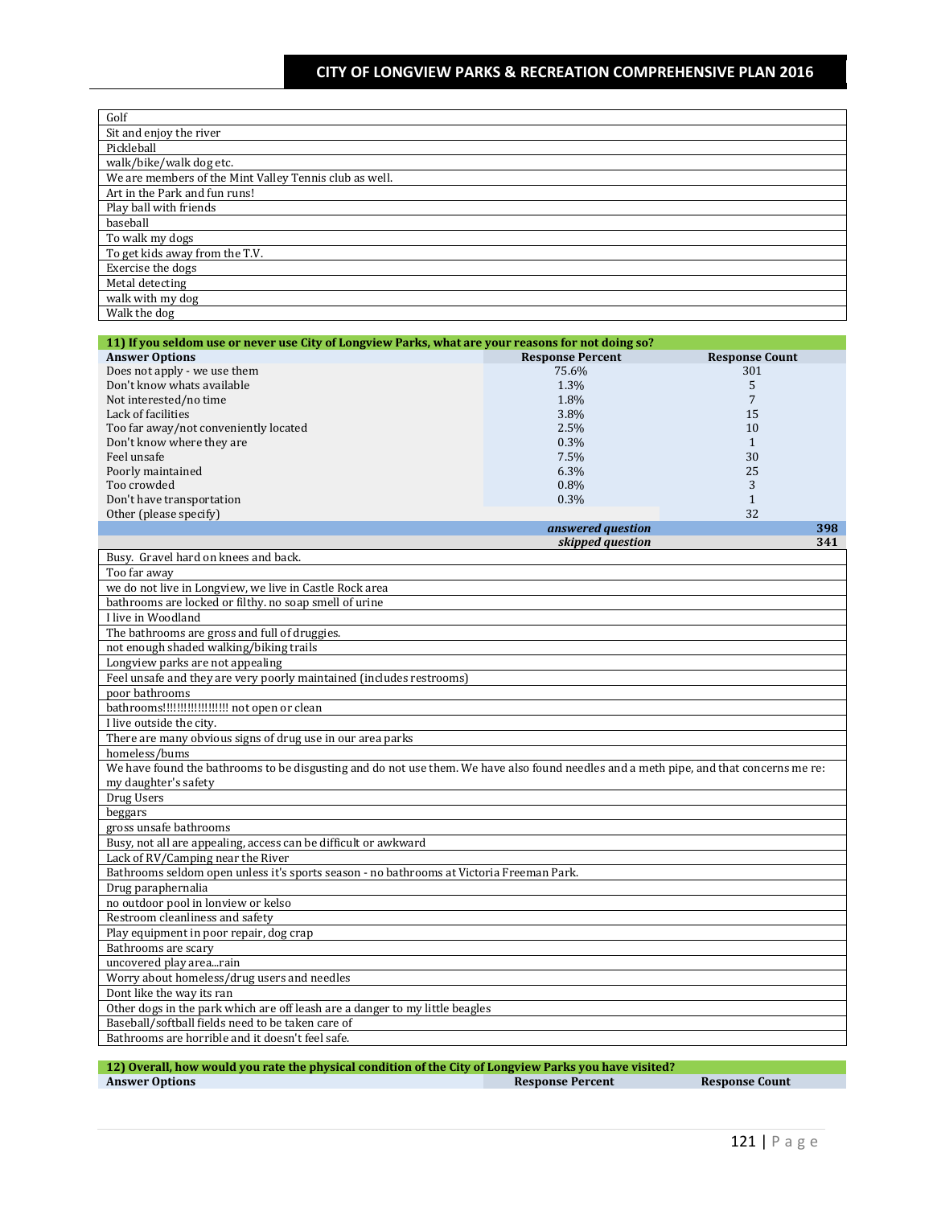| |
|---|
| Golf |
| Sit and enjoy the river |
| Pickleball |
| walk/bike/walk dog etc. |
| We are members of the Mint Valley Tennis club as well. |
| Art in the Park and fun runs! |
| Play ball with friends |
| baseball |
| To walk my dogs |
| To get kids away from the T.V. |
| Exercise the dogs |
| Metal detecting |
| walk with my dog |
| Walk the dog |

**11) If you seldom use or never use City of Longview Parks, what are your reasons for not doing so?**

| Answer Options | Response Percent | Response Count |
|---|---|---|
| Does not apply - we use them | 75.6% | 301 |
| Don't know whats available | 1.3% | 5 |
| Not interested/no time | 1.8% | 7 |
| Lack of facilities | 3.8% | 15 |
| Too far away/not conveniently located | 2.5% | 10 |
| Don't know where they are | 0.3% | 1 |
| Feel unsafe | 7.5% | 30 |
| Poorly maintained | 6.3% | 25 |
| Too crowded | 0.8% | 3 |
| Don't have transportation | 0.3% | 1 |
| Other (please specify) | | 32 |
| | *answered question* | **398** |
| | *skipped question* | **341** |

| |
|---|
| Busy. Gravel hard on knees and back. |
| Too far away |
| we do not live in Longview, we live in Castle Rock area |
| bathrooms are locked or filthy. no soap smell of urine |
| I live in Woodland |
| The bathrooms are gross and full of druggies. |
| not enough shaded walking/biking trails |
| Longview parks are not appealing |
| Feel unsafe and they are very poorly maintained (includes restrooms) |
| poor bathrooms |
| bathrooms!!!!!!!!!!!!!!!!!!! not open or clean |
| I live outside the city. |
| There are many obvious signs of drug use in our area parks |
| homeless/bums |
| We have found the bathrooms to be disgusting and do not use them. We have also found needles and a meth pipe, and that concerns me re: my daughter's safety |
| Drug Users |
| beggars |
| gross unsafe bathrooms |
| Busy, not all are appealing, access can be difficult or awkward |
| Lack of RV/Camping near the River |
| Bathrooms seldom open unless it's sports season - no bathrooms at Victoria Freeman Park. |
| Drug paraphernalia |
| no outdoor pool in lonview or kelso |
| Restroom cleanliness and safety |
| Play equipment in poor repair, dog crap |
| Bathrooms are scary |
| uncovered play area...rain |
| Worry about homeless/drug users and needles |
| Dont like the way its ran |
| Other dogs in the park which are off leash are a danger to my little beagles |
| Baseball/softball fields need to be taken care of |
| Bathrooms are horrible and it doesn't feel safe. |

**12) Overall, how would you rate the physical condition of the City of Longview Parks you have visited?**

| Answer Options | Response Percent | Response Count |
|---|---|---|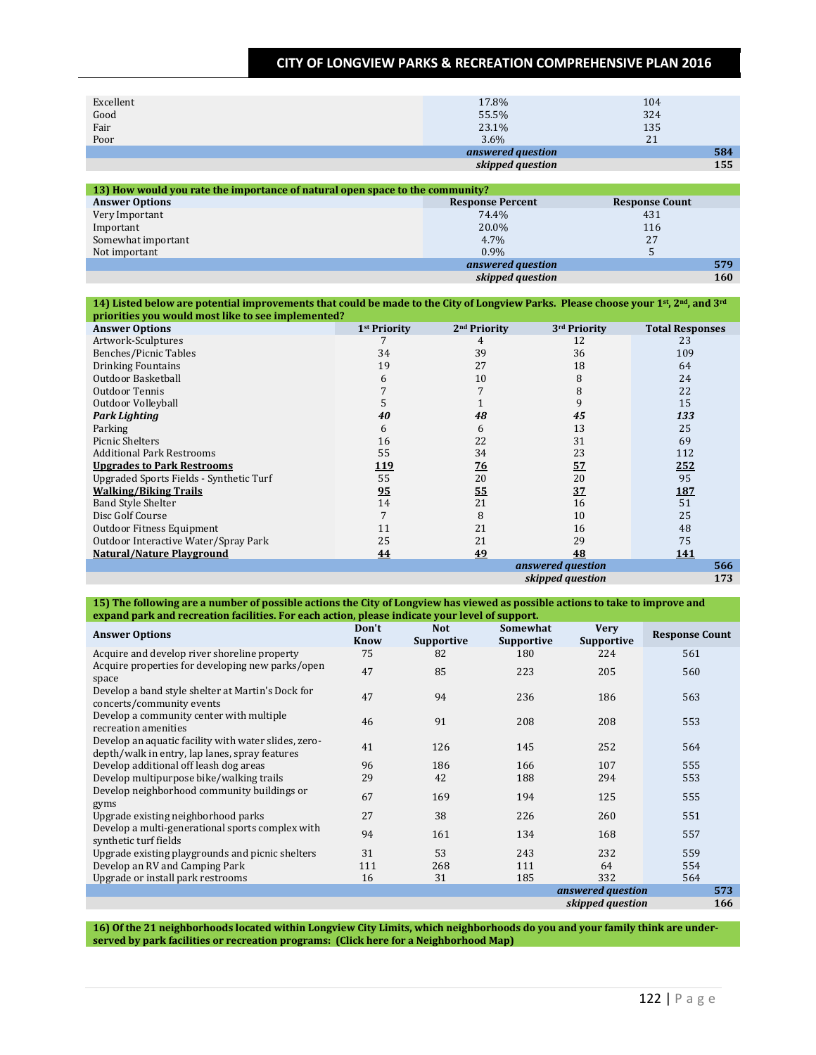| | | |
|---|---|---|
| Excellent | 17.8% | 104 |
| Good | 55.5% | 324 |
| Fair | 23.1% | 135 |
| Poor | 3.6% | 21 |
| | ***answered question*** | **584** |
| | ***skipped question*** | **155** |

**13) How would you rate the importance of natural open space to the community?**

| Answer Options | Response Percent | Response Count |
|---|---|---|
| Very Important | 74.4% | 431 |
| Important | 20.0% | 116 |
| Somewhat important | 4.7% | 27 |
| Not important | 0.9% | 5 |
| | ***answered question*** | **579** |
| | ***skipped question*** | **160** |

**14) Listed below are potential improvements that could be made to the City of Longview Parks. Please choose your 1st, 2nd, and 3rd priorities you would most like to see implemented?**

| Answer Options | 1st Priority | 2nd Priority | 3rd Priority | Total Responses |
|---|---|---|---|---|
| Artwork-Sculptures | 7 | 4 | 12 | 23 |
| Benches/Picnic Tables | 34 | 39 | 36 | 109 |
| Drinking Fountains | 19 | 27 | 18 | 64 |
| Outdoor Basketball | 6 | 10 | 8 | 24 |
| Outdoor Tennis | 7 | 7 | 8 | 22 |
| Outdoor Volleyball | 5 | 1 | 9 | 15 |
| ***Park Lighting*** | ***40*** | ***48*** | ***45*** | ***133*** |
| Parking | 6 | 6 | 13 | 25 |
| Picnic Shelters | 16 | 22 | 31 | 69 |
| Additional Park Restrooms | 55 | 34 | 23 | 112 |
| **Upgrades to Park Restrooms** | **119** | **76** | **57** | **252** |
| Upgraded Sports Fields - Synthetic Turf | 55 | 20 | 20 | 95 |
| **Walking/Biking Trails** | **95** | **55** | **37** | **187** |
| Band Style Shelter | 14 | 21 | 16 | 51 |
| Disc Golf Course | 7 | 8 | 10 | 25 |
| Outdoor Fitness Equipment | 11 | 21 | 16 | 48 |
| Outdoor Interactive Water/Spray Park | 25 | 21 | 29 | 75 |
| **Natural/Nature Playground** | **44** | **49** | **48** | **141** |
| | | | ***answered question*** | **566** |
| | | | ***skipped question*** | **173** |

**15) The following are a number of possible actions the City of Longview has viewed as possible actions to take to improve and expand park and recreation facilities. For each action, please indicate your level of support.**

| Answer Options | Don't Know | Not Supportive | Somewhat Supportive | Very Supportive | Response Count |
|---|---|---|---|---|---|
| Acquire and develop river shoreline property | 75 | 82 | 180 | 224 | 561 |
| Acquire properties for developing new parks/open space | 47 | 85 | 223 | 205 | 560 |
| Develop a band style shelter at Martin's Dock for concerts/community events | 47 | 94 | 236 | 186 | 563 |
| Develop a community center with multiple recreation amenities | 46 | 91 | 208 | 208 | 553 |
| Develop an aquatic facility with water slides, zero-depth/walk in entry, lap lanes, spray features | 41 | 126 | 145 | 252 | 564 |
| Develop additional off leash dog areas | 96 | 186 | 166 | 107 | 555 |
| Develop multipurpose bike/walking trails | 29 | 42 | 188 | 294 | 553 |
| Develop neighborhood community buildings or gyms | 67 | 169 | 194 | 125 | 555 |
| Upgrade existing neighborhood parks | 27 | 38 | 226 | 260 | 551 |
| Develop a multi-generational sports complex with synthetic turf fields | 94 | 161 | 134 | 168 | 557 |
| Upgrade existing playgrounds and picnic shelters | 31 | 53 | 243 | 232 | 559 |
| Develop an RV and Camping Park | 111 | 268 | 111 | 64 | 554 |
| Upgrade or install park restrooms | 16 | 31 | 185 | 332 | 564 |
| | | | | ***answered question*** | **573** |
| | | | | ***skipped question*** | **166** |

**16) Of the 21 neighborhoods located within Longview City Limits, which neighborhoods do you and your family think are under-served by park facilities or recreation programs: (Click here for a Neighborhood Map)**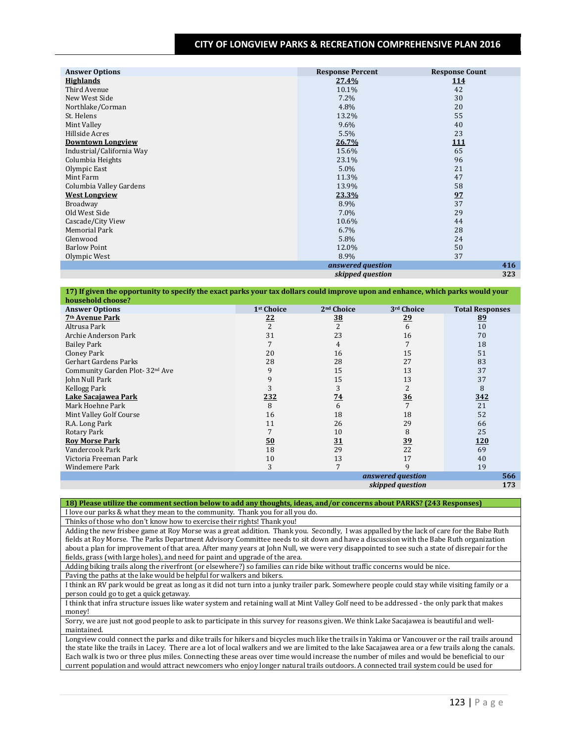| Answer Options | Response Percent | Response Count |
|---|---|---|
| **Highlands** | **27.4%** | **114** |
| Third Avenue | 10.1% | 42 |
| New West Side | 7.2% | 30 |
| Northlake/Corman | 4.8% | 20 |
| St. Helens | 13.2% | 55 |
| Mint Valley | 9.6% | 40 |
| Hillside Acres | 5.5% | 23 |
| **Downtown Longview** | **26.7%** | **111** |
| Industrial/California Way | 15.6% | 65 |
| Columbia Heights | 23.1% | 96 |
| Olympic East | 5.0% | 21 |
| Mint Farm | 11.3% | 47 |
| Columbia Valley Gardens | 13.9% | 58 |
| **West Longview** | **23.3%** | **97** |
| Broadway | 8.9% | 37 |
| Old West Side | 7.0% | 29 |
| Cascade/City View | 10.6% | 44 |
| Memorial Park | 6.7% | 28 |
| Glenwood | 5.8% | 24 |
| Barlow Point | 12.0% | 50 |
| Olympic West | 8.9% | 37 |
| | *answered question* | 416 |
| | *skipped question* | 323 |

**17) If given the opportunity to specify the exact parks your tax dollars could improve upon and enhance, which parks would your household choose?**

| Answer Options | 1st Choice | 2nd Choice | 3rd Choice | Total Responses |
|---|---|---|---|---|
| **7th Avenue Park** | **22** | **38** | **29** | **89** |
| Altrusa Park | 2 | 2 | 6 | 10 |
| Archie Anderson Park | 31 | 23 | 16 | 70 |
| Bailey Park | 7 | 4 | 7 | 18 |
| Cloney Park | 20 | 16 | 15 | 51 |
| Gerhart Gardens Parks | 28 | 28 | 27 | 83 |
| Community Garden Plot- 32nd Ave | 9 | 15 | 13 | 37 |
| John Null Park | 9 | 15 | 13 | 37 |
| Kellogg Park | 3 | 3 | 2 | 8 |
| **Lake Sacajawea Park** | **232** | **74** | **36** | **342** |
| Mark Hoehne Park | 8 | 6 | 7 | 21 |
| Mint Valley Golf Course | 16 | 18 | 18 | 52 |
| R.A. Long Park | 11 | 26 | 29 | 66 |
| Rotary Park | 7 | 10 | 8 | 25 |
| **Roy Morse Park** | **50** | **31** | **39** | **120** |
| Vandercook Park | 18 | 29 | 22 | 69 |
| Victoria Freeman Park | 10 | 13 | 17 | 40 |
| Windemere Park | 3 | 7 | 9 | 19 |
| | | | *answered question* | 566 |
| | | | *skipped question* | 173 |

| 18) Please utilize the comment section below to add any thoughts, ideas, and/or concerns about PARKS? (243 Responses) |
|---|
| I love our parks & what they mean to the community. Thank you for all you do. |
| Thinks of those who don't know how to exercise their rights! Thank you! |
| Adding the new frisbee game at Roy Morse was a great addition. Thank you. Secondly, I was appalled by the lack of care for the Babe Ruth fields at Roy Morse. The Parks Department Advisory Committee needs to sit down and have a discussion with the Babe Ruth organization about a plan for improvement of that area. After many years at John Null, we were very disappointed to see such a state of disrepair for the fields, grass (with large holes), and need for paint and upgrade of the area. |
| Adding biking trails along the riverfront (or elsewhere?) so families can ride bike without traffic concerns would be nice. |
| Paving the paths at the lake would be helpful for walkers and bikers. |
| I think an RV park would be great as long as it did not turn into a junky trailer park. Somewhere people could stay while visiting family or a person could go to get a quick getaway. |
| I think that infra structure issues like water system and retaining wall at Mint Valley Golf need to be addressed - the only park that makes money! |
| Sorry, we are just not good people to ask to participate in this survey for reasons given. We think Lake Sacajawea is beautiful and well-maintained. |
| Longview could connect the parks and dike trails for hikers and bicycles much like the trails in Yakima or Vancouver or the rail trails around the state like the trails in Lacey. There are a lot of local walkers and we are limited to the lake Sacajawea area or a few trails along the canals. Each walk is two or three plus miles. Connecting these areas over time would increase the number of miles and would be beneficial to our current population and would attract newcomers who enjoy longer natural trails outdoors. A connected trail system could be used for |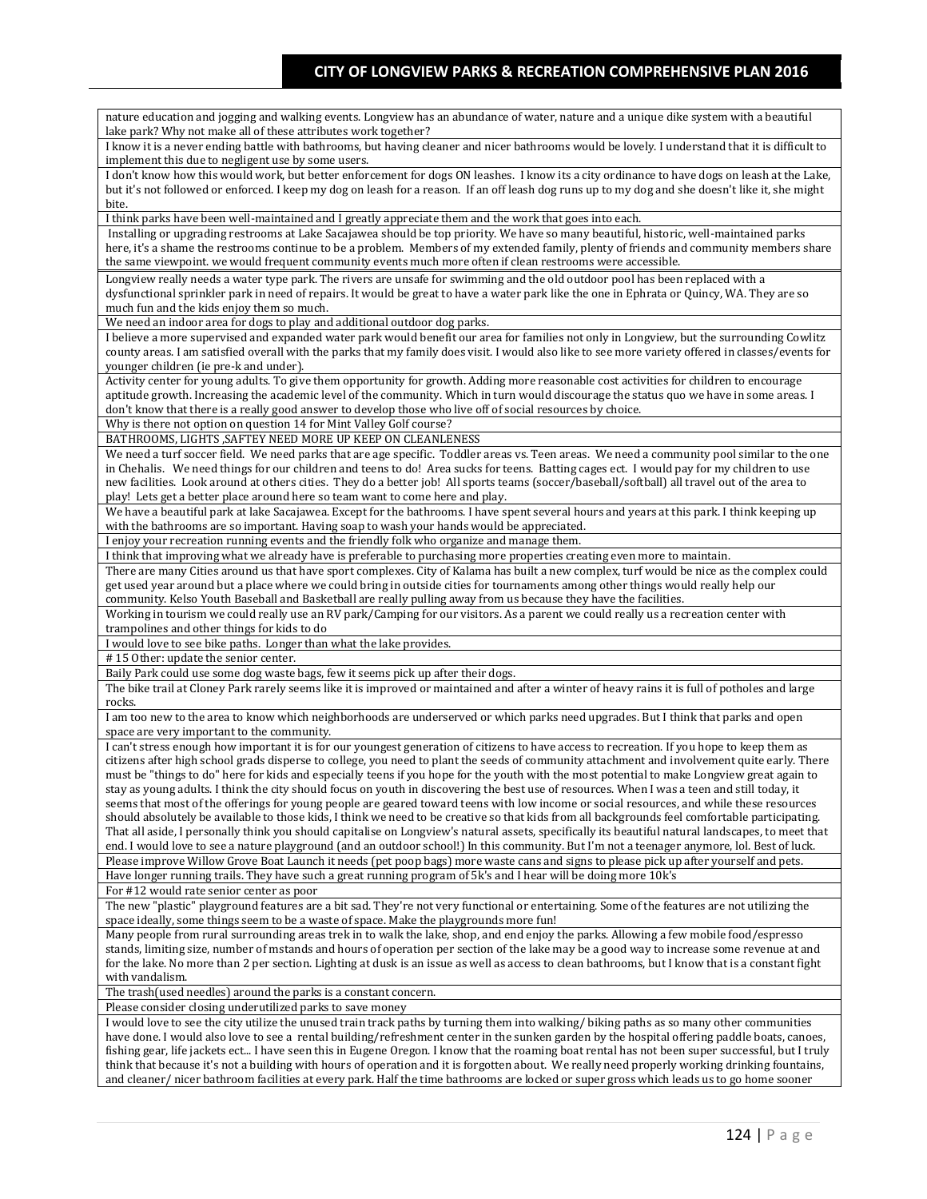| |
|---|
| nature education and jogging and walking events. Longview has an abundance of water, nature and a unique dike system with a beautiful lake park? Why not make all of these attributes work together? |
| I know it is a never ending battle with bathrooms, but having cleaner and nicer bathrooms would be lovely. I understand that it is difficult to implement this due to negligent use by some users. |
| I don't know how this would work, but better enforcement for dogs ON leashes. I know its a city ordinance to have dogs on leash at the Lake, but it's not followed or enforced. I keep my dog on leash for a reason. If an off leash dog runs up to my dog and she doesn't like it, she might bite. |
| I think parks have been well-maintained and I greatly appreciate them and the work that goes into each. |
| Installing or upgrading restrooms at Lake Sacajawea should be top priority. We have so many beautiful, historic, well-maintained parks here, it's a shame the restrooms continue to be a problem. Members of my extended family, plenty of friends and community members share the same viewpoint. we would frequent community events much more often if clean restrooms were accessible. |
| Longview really needs a water type park. The rivers are unsafe for swimming and the old outdoor pool has been replaced with a dysfunctional sprinkler park in need of repairs. It would be great to have a water park like the one in Ephrata or Quincy, WA. They are so much fun and the kids enjoy them so much. |
| We need an indoor area for dogs to play and additional outdoor dog parks. |
| I believe a more supervised and expanded water park would benefit our area for families not only in Longview, but the surrounding Cowlitz county areas. I am satisfied overall with the parks that my family does visit. I would also like to see more variety offered in classes/events for younger children (ie pre-k and under). |
| Activity center for young adults. To give them opportunity for growth. Adding more reasonable cost activities for children to encourage aptitude growth. Increasing the academic level of the community. Which in turn would discourage the status quo we have in some areas. I don't know that there is a really good answer to develop those who live off of social resources by choice. |
| Why is there not option on question 14 for Mint Valley Golf course? |
| BATHROOMS, LIGHTS ,SAFTEY NEED MORE UP KEEP ON CLEANLENESS |
| We need a turf soccer field. We need parks that are age specific. Toddler areas vs. Teen areas. We need a community pool similar to the one in Chehalis. We need things for our children and teens to do! Area sucks for teens. Batting cages ect. I would pay for my children to use new facilities. Look around at others cities. They do a better job! All sports teams (soccer/baseball/softball) all travel out of the area to play! Lets get a better place around here so team want to come here and play. |
| We have a beautiful park at lake Sacajawea. Except for the bathrooms. I have spent several hours and years at this park. I think keeping up with the bathrooms are so important. Having soap to wash your hands would be appreciated. |
| I enjoy your recreation running events and the friendly folk who organize and manage them. |
| I think that improving what we already have is preferable to purchasing more properties creating even more to maintain. |
| There are many Cities around us that have sport complexes. City of Kalama has built a new complex, turf would be nice as the complex could get used year around but a place where we could bring in outside cities for tournaments among other things would really help our community. Kelso Youth Baseball and Basketball are really pulling away from us because they have the facilities. |
| Working in tourism we could really use an RV park/Camping for our visitors. As a parent we could really us a recreation center with trampolines and other things for kids to do |
| I would love to see bike paths. Longer than what the lake provides. |
| # 15 Other: update the senior center. |
| Baily Park could use some dog waste bags, few it seems pick up after their dogs. |
| The bike trail at Cloney Park rarely seems like it is improved or maintained and after a winter of heavy rains it is full of potholes and large rocks. |
| I am too new to the area to know which neighborhoods are underserved or which parks need upgrades. But I think that parks and open space are very important to the community. |
| I can't stress enough how important it is for our youngest generation of citizens to have access to recreation. If you hope to keep them as citizens after high school grads disperse to college, you need to plant the seeds of community attachment and involvement quite early. There must be "things to do" here for kids and especially teens if you hope for the youth with the most potential to make Longview great again to stay as young adults. I think the city should focus on youth in discovering the best use of resources. When I was a teen and still today, it seems that most of the offerings for young people are geared toward teens with low income or social resources, and while these resources should absolutely be available to those kids, I think we need to be creative so that kids from all backgrounds feel comfortable participating. That all aside, I personally think you should capitalise on Longview's natural assets, specifically its beautiful natural landscapes, to meet that end. I would love to see a nature playground (and an outdoor school!) In this community. But I'm not a teenager anymore, lol. Best of luck. |
| Please improve Willow Grove Boat Launch it needs (pet poop bags) more waste cans and signs to please pick up after yourself and pets. |
| Have longer running trails. They have such a great running program of 5k's and I hear will be doing more 10k's |
| For #12 would rate senior center as poor |
| The new "plastic" playground features are a bit sad. They're not very functional or entertaining. Some of the features are not utilizing the space ideally, some things seem to be a waste of space. Make the playgrounds more fun! |
| Many people from rural surrounding areas trek in to walk the lake, shop, and end enjoy the parks. Allowing a few mobile food/espresso stands, limiting size, number of mstands and hours of operation per section of the lake may be a good way to increase some revenue at and for the lake. No more than 2 per section. Lighting at dusk is an issue as well as access to clean bathrooms, but I know that is a constant fight with vandalism. |
| The trash(used needles) around the parks is a constant concern. |
| Please consider closing underutilized parks to save money |
| I would love to see the city utilize the unused train track paths by turning them into walking/ biking paths as so many other communities have done. I would also love to see a rental building/refreshment center in the sunken garden by the hospital offering paddle boats, canoes, fishing gear, life jackets ect... I have seen this in Eugene Oregon. I know that the roaming boat rental has not been super successful, but I truly think that because it's not a building with hours of operation and it is forgotten about. We really need properly working drinking fountains, and cleaner/ nicer bathroom facilities at every park. Half the time bathrooms are locked or super gross which leads us to go home sooner |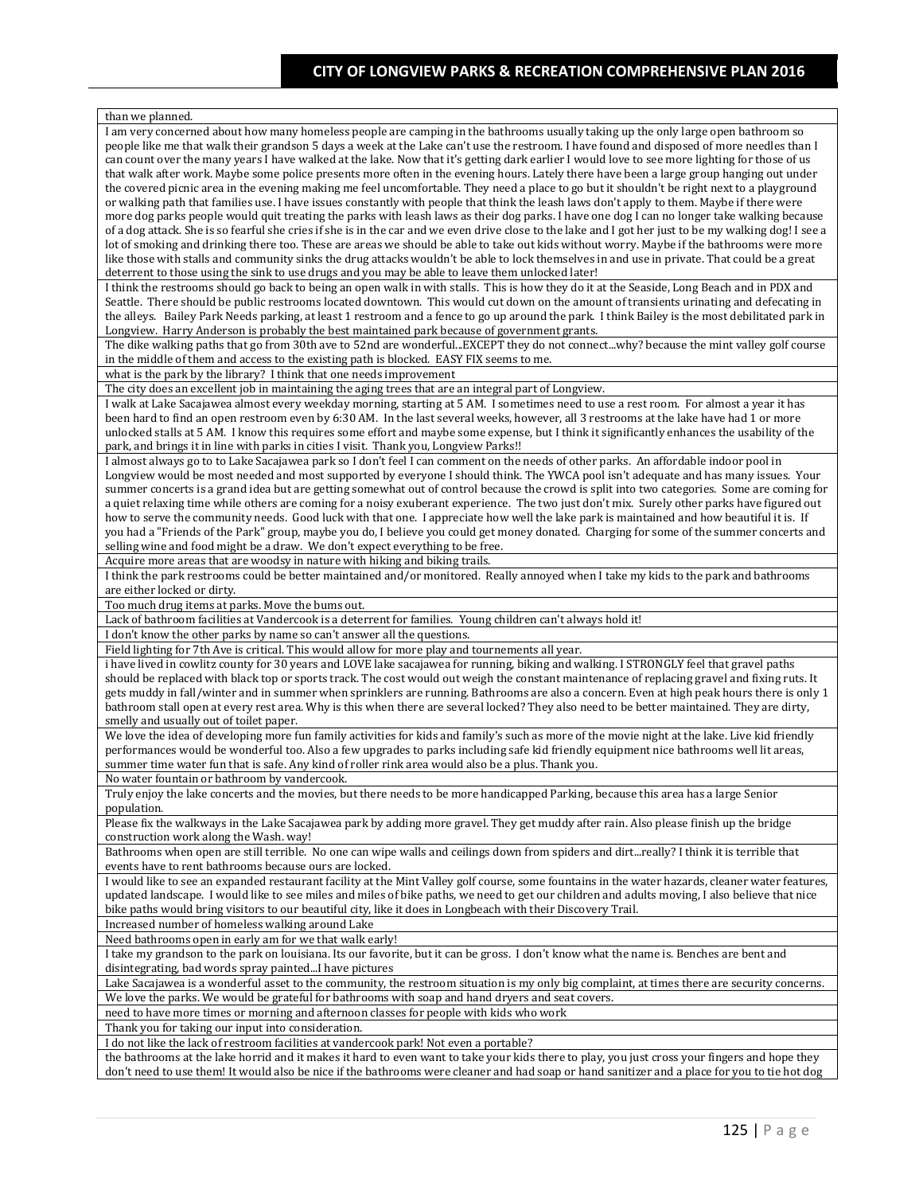| than we planned. |
|---|
| I am very concerned about how many homeless people are camping in the bathrooms usually taking up the only large open bathroom so people like me that walk their grandson 5 days a week at the Lake can't use the restroom. I have found and disposed of more needles than I can count over the many years I have walked at the lake. Now that it's getting dark earlier I would love to see more lighting for those of us that walk after work. Maybe some police presents more often in the evening hours. Lately there have been a large group hanging out under the covered picnic area in the evening making me feel uncomfortable. They need a place to go but it shouldn't be right next to a playground or walking path that families use. I have issues constantly with people that think the leash laws don't apply to them. Maybe if there were more dog parks people would quit treating the parks with leash laws as their dog parks. I have one dog I can no longer take walking because of a dog attack. She is so fearful she cries if she is in the car and we even drive close to the lake and I got her just to be my walking dog! I see a lot of smoking and drinking there too. These are areas we should be able to take out kids without worry. Maybe if the bathrooms were more like those with stalls and community sinks the drug attacks wouldn't be able to lock themselves in and use in private. That could be a great deterrent to those using the sink to use drugs and you may be able to leave them unlocked later! |
| I think the restrooms should go back to being an open walk in with stalls. This is how they do it at the Seaside, Long Beach and in PDX and Seattle. There should be public restrooms located downtown. This would cut down on the amount of transients urinating and defecating in the alleys. Bailey Park Needs parking, at least 1 restroom and a fence to go up around the park. I think Bailey is the most debilitated park in Longview. Harry Anderson is probably the best maintained park because of government grants. |
| The dike walking paths that go from 30th ave to 52nd are wonderful...EXCEPT they do not connect...why? because the mint valley golf course in the middle of them and access to the existing path is blocked. EASY FIX seems to me. |
| what is the park by the library? I think that one needs improvement |
| The city does an excellent job in maintaining the aging trees that are an integral part of Longview. |
| I walk at Lake Sacajawea almost every weekday morning, starting at 5 AM. I sometimes need to use a rest room. For almost a year it has been hard to find an open restroom even by 6:30 AM. In the last several weeks, however, all 3 restrooms at the lake have had 1 or more unlocked stalls at 5 AM. I know this requires some effort and maybe some expense, but I think it significantly enhances the usability of the park, and brings it in line with parks in cities I visit. Thank you, Longview Parks!! |
| I almost always go to to Lake Sacajawea park so I don't feel I can comment on the needs of other parks. An affordable indoor pool in Longview would be most needed and most supported by everyone I should think. The YWCA pool isn't adequate and has many issues. Your summer concerts is a grand idea but are getting somewhat out of control because the crowd is split into two categories. Some are coming for a quiet relaxing time while others are coming for a noisy exuberant experience. The two just don't mix. Surely other parks have figured out how to serve the community needs. Good luck with that one. I appreciate how well the lake park is maintained and how beautiful it is. If you had a "Friends of the Park" group, maybe you do, I believe you could get money donated. Charging for some of the summer concerts and selling wine and food might be a draw. We don't expect everything to be free. |
| Acquire more areas that are woodsy in nature with hiking and biking trails. |
| I think the park restrooms could be better maintained and/or monitored. Really annoyed when I take my kids to the park and bathrooms are either locked or dirty. |
| Too much drug items at parks. Move the bums out. |
| Lack of bathroom facilities at Vandercook is a deterrent for families. Young children can't always hold it! |
| I don't know the other parks by name so can't answer all the questions. |
| Field lighting for 7th Ave is critical. This would allow for more play and tournements all year. |
| i have lived in cowlitz county for 30 years and LOVE lake sacajawea for running, biking and walking. I STRONGLY feel that gravel paths should be replaced with black top or sports track. The cost would out weigh the constant maintenance of replacing gravel and fixing ruts. It gets muddy in fall/winter and in summer when sprinklers are running. Bathrooms are also a concern. Even at high peak hours there is only 1 bathroom stall open at every rest area. Why is this when there are several locked? They also need to be better maintained. They are dirty, smelly and usually out of toilet paper. |
| We love the idea of developing more fun family activities for kids and family's such as more of the movie night at the lake. Live kid friendly performances would be wonderful too. Also a few upgrades to parks including safe kid friendly equipment nice bathrooms well lit areas, summer time water fun that is safe. Any kind of roller rink area would also be a plus. Thank you. |
| No water fountain or bathroom by vandercook. |
| Truly enjoy the lake concerts and the movies, but there needs to be more handicapped Parking, because this area has a large Senior population. |
| Please fix the walkways in the Lake Sacajawea park by adding more gravel. They get muddy after rain. Also please finish up the bridge construction work along the Wash. way! |
| Bathrooms when open are still terrible. No one can wipe walls and ceilings down from spiders and dirt...really? I think it is terrible that events have to rent bathrooms because ours are locked. |
| I would like to see an expanded restaurant facility at the Mint Valley golf course, some fountains in the water hazards, cleaner water features, updated landscape. I would like to see miles and miles of bike paths, we need to get our children and adults moving, I also believe that nice bike paths would bring visitors to our beautiful city, like it does in Longbeach with their Discovery Trail. |
| Increased number of homeless walking around Lake |
| Need bathrooms open in early am for we that walk early! |
| I take my grandson to the park on louisiana. Its our favorite, but it can be gross. I don't know what the name is. Benches are bent and disintegrating, bad words spray painted...I have pictures |
| Lake Sacajawea is a wonderful asset to the community, the restroom situation is my only big complaint, at times there are security concerns. |
| We love the parks. We would be grateful for bathrooms with soap and hand dryers and seat covers. |
| need to have more times or morning and afternoon classes for people with kids who work |
| Thank you for taking our input into consideration. |
| I do not like the lack of restroom facilities at vandercook park! Not even a portable? |
| the bathrooms at the lake horrid and it makes it hard to even want to take your kids there to play, you just cross your fingers and hope they don't need to use them! It would also be nice if the bathrooms were cleaner and had soap or hand sanitizer and a place for you to tie hot dog |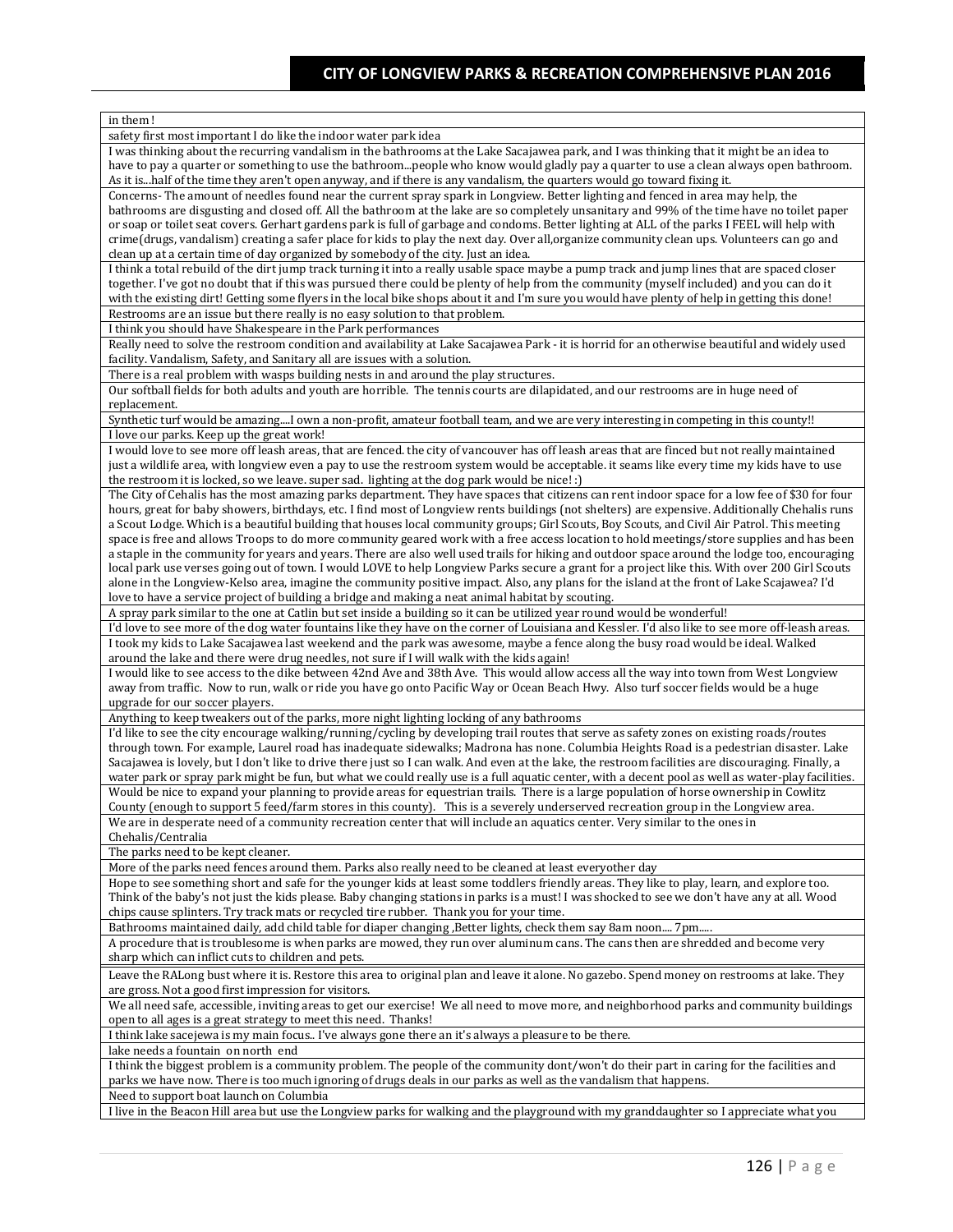| in them ! |
|---|
| safety first most important I do like the indoor water park idea |
| I was thinking about the recurring vandalism in the bathrooms at the Lake Sacajawea park, and I was thinking that it might be an idea to have to pay a quarter or something to use the bathroom...people who know would gladly pay a quarter to use a clean always open bathroom. As it is...half of the time they aren't open anyway, and if there is any vandalism, the quarters would go toward fixing it. |
| Concerns- The amount of needles found near the current spray spark in Longview. Better lighting and fenced in area may help, the bathrooms are disgusting and closed off. All the bathroom at the lake are so completely unsanitary and 99% of the time have no toilet paper or soap or toilet seat covers. Gerhart gardens park is full of garbage and condoms. Better lighting at ALL of the parks I FEEL will help with crime(drugs, vandalism) creating a safer place for kids to play the next day. Over all,organize community clean ups. Volunteers can go and clean up at a certain time of day organized by somebody of the city. Just an idea. |
| I think a total rebuild of the dirt jump track turning it into a really usable space maybe a pump track and jump lines that are spaced closer together. I've got no doubt that if this was pursued there could be plenty of help from the community (myself included) and you can do it with the existing dirt! Getting some flyers in the local bike shops about it and I'm sure you would have plenty of help in getting this done! |
| Restrooms are an issue but there really is no easy solution to that problem. |
| I think you should have Shakespeare in the Park performances |
| Really need to solve the restroom condition and availability at Lake Sacajawea Park - it is horrid for an otherwise beautiful and widely used facility. Vandalism, Safety, and Sanitary all are issues with a solution. |
| There is a real problem with wasps building nests in and around the play structures. |
| Our softball fields for both adults and youth are horrible. The tennis courts are dilapidated, and our restrooms are in huge need of replacement. |
| Synthetic turf would be amazing....I own a non-profit, amateur football team, and we are very interesting in competing in this county!! |
| I love our parks. Keep up the great work! |
| I would love to see more off leash areas, that are fenced. the city of vancouver has off leash areas that are finced but not really maintained just a wildlife area, with longview even a pay to use the restroom system would be acceptable. it seams like every time my kids have to use the restroom it is locked, so we leave. super sad. lighting at the dog park would be nice! :) |
| The City of Cehalis has the most amazing parks department. They have spaces that citizens can rent indoor space for a low fee of $30 for four hours, great for baby showers, birthdays, etc. I find most of Longview rents buildings (not shelters) are expensive. Additionally Chehalis runs a Scout Lodge. Which is a beautiful building that houses local community groups; Girl Scouts, Boy Scouts, and Civil Air Patrol. This meeting space is free and allows Troops to do more community geared work with a free access location to hold meetings/store supplies and has been a staple in the community for years and years. There are also well used trails for hiking and outdoor space around the lodge too, encouraging local park use verses going out of town. I would LOVE to help Longview Parks secure a grant for a project like this. With over 200 Girl Scouts alone in the Longview-Kelso area, imagine the community positive impact. Also, any plans for the island at the front of Lake Scajawea? I'd love to have a service project of building a bridge and making a neat animal habitat by scouting. |
| A spray park similar to the one at Catlin but set inside a building so it can be utilized year round would be wonderful! |
| I'd love to see more of the dog water fountains like they have on the corner of Louisiana and Kessler. I'd also like to see more off-leash areas. |
| I took my kids to Lake Sacajawea last weekend and the park was awesome, maybe a fence along the busy road would be ideal. Walked around the lake and there were drug needles, not sure if I will walk with the kids again! |
| I would like to see access to the dike between 42nd Ave and 38th Ave. This would allow access all the way into town from West Longview away from traffic. Now to run, walk or ride you have go onto Pacific Way or Ocean Beach Hwy. Also turf soccer fields would be a huge upgrade for our soccer players. |
| Anything to keep tweakers out of the parks, more night lighting locking of any bathrooms |
| I'd like to see the city encourage walking/running/cycling by developing trail routes that serve as safety zones on existing roads/routes through town. For example, Laurel road has inadequate sidewalks; Madrona has none. Columbia Heights Road is a pedestrian disaster. Lake Sacajawea is lovely, but I don't like to drive there just so I can walk. And even at the lake, the restroom facilities are discouraging. Finally, a water park or spray park might be fun, but what we could really use is a full aquatic center, with a decent pool as well as water-play facilities. |
| Would be nice to expand your planning to provide areas for equestrian trails. There is a large population of horse ownership in Cowlitz County (enough to support 5 feed/farm stores in this county). This is a severely underserved recreation group in the Longview area. |
| We are in desperate need of a community recreation center that will include an aquatics center. Very similar to the ones in Chehalis/Centralia |
| The parks need to be kept cleaner. |
| More of the parks need fences around them. Parks also really need to be cleaned at least everyother day |
| Hope to see something short and safe for the younger kids at least some toddlers friendly areas. They like to play, learn, and explore too. Think of the baby's not just the kids please. Baby changing stations in parks is a must! I was shocked to see we don't have any at all. Wood chips cause splinters. Try track mats or recycled tire rubber. Thank you for your time. |
| Bathrooms maintained daily, add child table for diaper changing ,Better lights, check them say 8am noon.... 7pm..... |
| A procedure that is troublesome is when parks are mowed, they run over aluminum cans. The cans then are shredded and become very sharp which can inflict cuts to children and pets. |
| Leave the RALong bust where it is. Restore this area to original plan and leave it alone. No gazebo. Spend money on restrooms at lake. They are gross. Not a good first impression for visitors. |
| We all need safe, accessible, inviting areas to get our exercise! We all need to move more, and neighborhood parks and community buildings open to all ages is a great strategy to meet this need. Thanks! |
| I think lake sacejewa is my main focus.. I've always gone there an it's always a pleasure to be there. |
| lake needs a fountain on north end |
| I think the biggest problem is a community problem. The people of the community dont/won't do their part in caring for the facilities and parks we have now. There is too much ignoring of drugs deals in our parks as well as the vandalism that happens. |
| Need to support boat launch on Columbia |
| I live in the Beacon Hill area but use the Longview parks for walking and the playground with my granddaughter so I appreciate what you |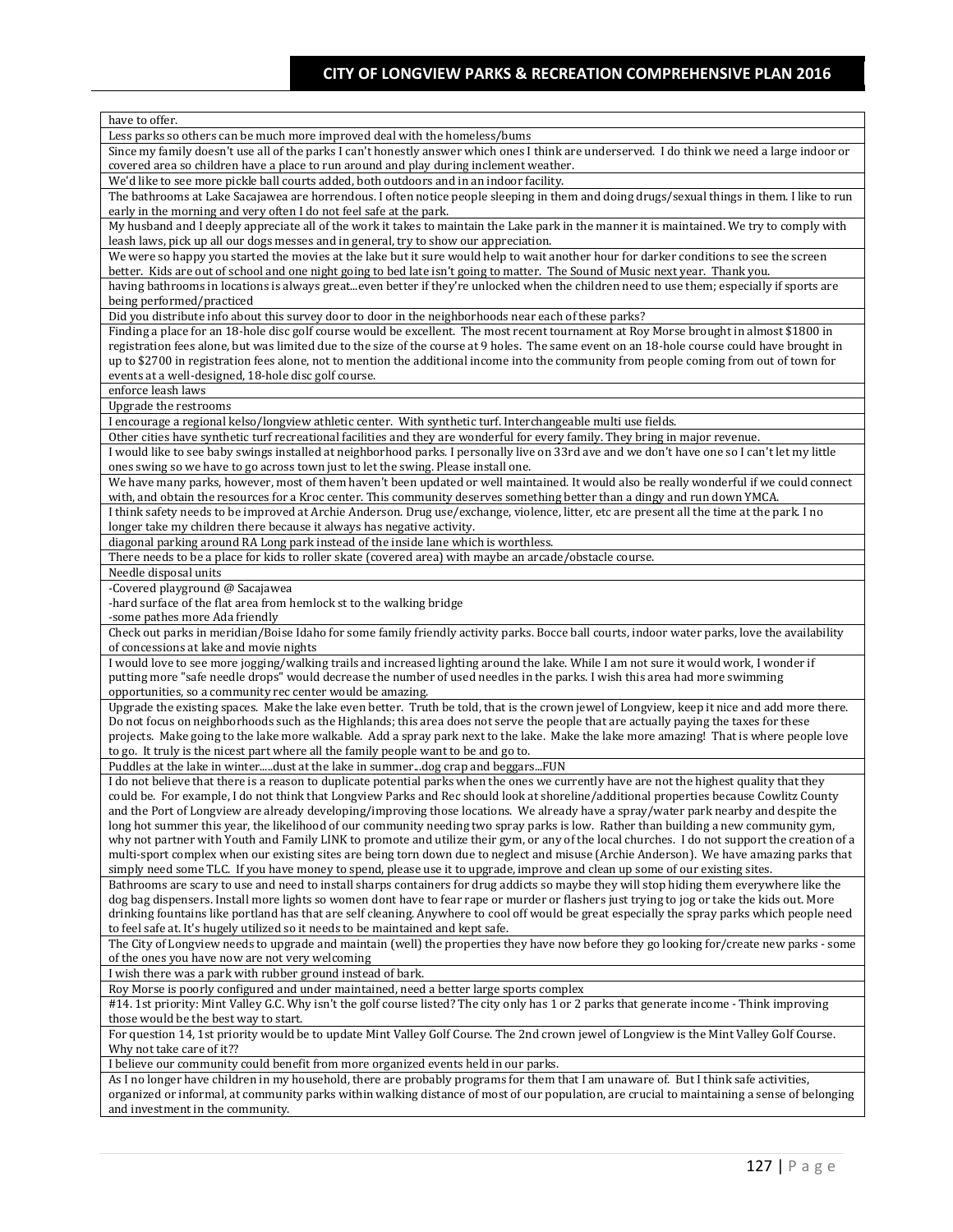| have to offer. |
|---|
| Less parks so others can be much more improved deal with the homeless/bums |
| Since my family doesn't use all of the parks I can't honestly answer which ones I think are underserved. I do think we need a large indoor or covered area so children have a place to run around and play during inclement weather. |
| We'd like to see more pickle ball courts added, both outdoors and in an indoor facility. |
| The bathrooms at Lake Sacajawea are horrendous. I often notice people sleeping in them and doing drugs/sexual things in them. I like to run early in the morning and very often I do not feel safe at the park. |
| My husband and I deeply appreciate all of the work it takes to maintain the Lake park in the manner it is maintained. We try to comply with leash laws, pick up all our dogs messes and in general, try to show our appreciation. |
| We were so happy you started the movies at the lake but it sure would help to wait another hour for darker conditions to see the screen better. Kids are out of school and one night going to bed late isn't going to matter. The Sound of Music next year. Thank you. |
| having bathrooms in locations is always great...even better if they're unlocked when the children need to use them; especially if sports are being performed/practiced |
| Did you distribute info about this survey door to door in the neighborhoods near each of these parks? |
| Finding a place for an 18-hole disc golf course would be excellent. The most recent tournament at Roy Morse brought in almost $1800 in registration fees alone, but was limited due to the size of the course at 9 holes. The same event on an 18-hole course could have brought in up to $2700 in registration fees alone, not to mention the additional income into the community from people coming from out of town for events at a well-designed, 18-hole disc golf course. |
| enforce leash laws |
| Upgrade the restrooms |
| I encourage a regional kelso/longview athletic center. With synthetic turf. Interchangeable multi use fields. |
| Other cities have synthetic turf recreational facilities and they are wonderful for every family. They bring in major revenue. |
| I would like to see baby swings installed at neighborhood parks. I personally live on 33rd ave and we don't have one so I can't let my little ones swing so we have to go across town just to let the swing. Please install one. |
| We have many parks, however, most of them haven't been updated or well maintained. It would also be really wonderful if we could connect with, and obtain the resources for a Kroc center. This community deserves something better than a dingy and run down YMCA. |
| I think safety needs to be improved at Archie Anderson. Drug use/exchange, violence, litter, etc are present all the time at the park. I no longer take my children there because it always has negative activity. |
| diagonal parking around RA Long park instead of the inside lane which is worthless. |
| There needs to be a place for kids to roller skate (covered area) with maybe an arcade/obstacle course. |
| Needle disposal units |
| -Covered playground @ Sacajawea<br>-hard surface of the flat area from hemlock st to the walking bridge<br>-some pathes more Ada friendly |
| Check out parks in meridian/Boise Idaho for some family friendly activity parks. Bocce ball courts, indoor water parks, love the availability of concessions at lake and movie nights |
| I would love to see more jogging/walking trails and increased lighting around the lake. While I am not sure it would work, I wonder if putting more "safe needle drops" would decrease the number of used needles in the parks. I wish this area had more swimming opportunities, so a community rec center would be amazing. |
| Upgrade the existing spaces. Make the lake even better. Truth be told, that is the crown jewel of Longview, keep it nice and add more there. Do not focus on neighborhoods such as the Highlands; this area does not serve the people that are actually paying the taxes for these projects. Make going to the lake more walkable. Add a spray park next to the lake. Make the lake more amazing! That is where people love to go. It truly is the nicest part where all the family people want to be and go to. |
| Puddles at the lake in winter.....dust at the lake in summer...dog crap and beggars...FUN |
| I do not believe that there is a reason to duplicate potential parks when the ones we currently have are not the highest quality that they could be. For example, I do not think that Longview Parks and Rec should look at shoreline/additional properties because Cowlitz County and the Port of Longview are already developing/improving those locations. We already have a spray/water park nearby and despite the long hot summer this year, the likelihood of our community needing two spray parks is low. Rather than building a new community gym, why not partner with Youth and Family LINK to promote and utilize their gym, or any of the local churches. I do not support the creation of a multi-sport complex when our existing sites are being torn down due to neglect and misuse (Archie Anderson). We have amazing parks that simply need some TLC. If you have money to spend, please use it to upgrade, improve and clean up some of our existing sites. |
| Bathrooms are scary to use and need to install sharps containers for drug addicts so maybe they will stop hiding them everywhere like the dog bag dispensers. Install more lights so women dont have to fear rape or murder or flashers just trying to jog or take the kids out. More drinking fountains like portland has that are self cleaning. Anywhere to cool off would be great especially the spray parks which people need to feel safe at. It's hugely utilized so it needs to be maintained and kept safe. |
| The City of Longview needs to upgrade and maintain (well) the properties they have now before they go looking for/create new parks - some of the ones you have now are not very welcoming |
| I wish there was a park with rubber ground instead of bark. |
| Roy Morse is poorly configured and under maintained, need a better large sports complex |
| #14. 1st priority: Mint Valley G.C. Why isn't the golf course listed? The city only has 1 or 2 parks that generate income - Think improving those would be the best way to start. |
| For question 14, 1st priority would be to update Mint Valley Golf Course. The 2nd crown jewel of Longview is the Mint Valley Golf Course. Why not take care of it?? |
| I believe our community could benefit from more organized events held in our parks. |
| As I no longer have children in my household, there are probably programs for them that I am unaware of. But I think safe activities, organized or informal, at community parks within walking distance of most of our population, are crucial to maintaining a sense of belonging and investment in the community. |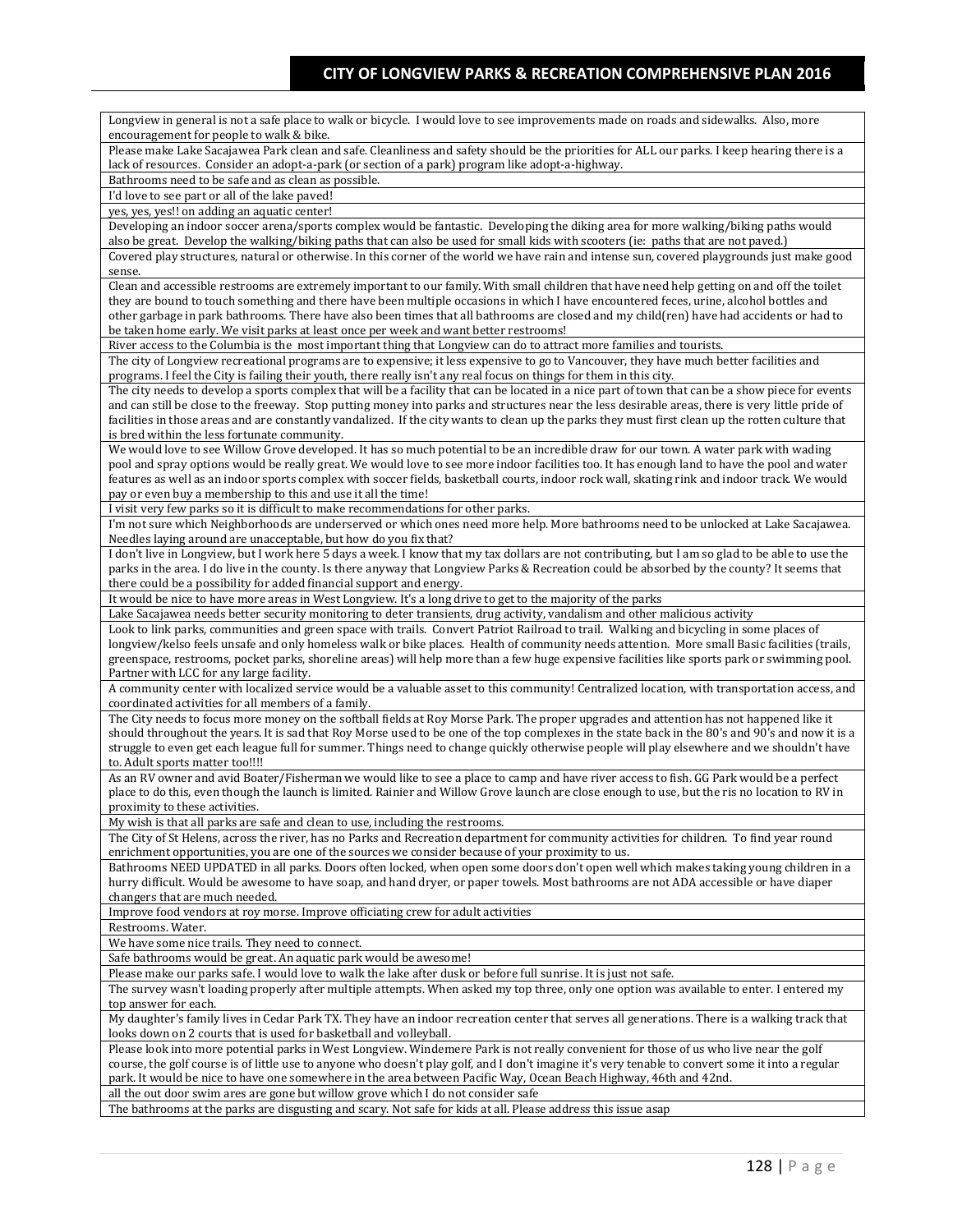| Longview in general is not a safe place to walk or bicycle. I would love to see improvements made on roads and sidewalks. Also, more encouragement for people to walk & bike. |
|---|
| Please make Lake Sacajawea Park clean and safe. Cleanliness and safety should be the priorities for ALL our parks. I keep hearing there is a lack of resources. Consider an adopt-a-park (or section of a park) program like adopt-a-highway. |
| Bathrooms need to be safe and as clean as possible. |
| I'd love to see part or all of the lake paved! |
| yes, yes, yes!! on adding an aquatic center! |
| Developing an indoor soccer arena/sports complex would be fantastic. Developing the diking area for more walking/biking paths would also be great. Develop the walking/biking paths that can also be used for small kids with scooters (ie: paths that are not paved.) |
| Covered play structures, natural or otherwise. In this corner of the world we have rain and intense sun, covered playgrounds just make good sense. |
| Clean and accessible restrooms are extremely important to our family. With small children that have need help getting on and off the toilet they are bound to touch something and there have been multiple occasions in which I have encountered feces, urine, alcohol bottles and other garbage in park bathrooms. There have also been times that all bathrooms are closed and my child(ren) have had accidents or had to be taken home early. We visit parks at least once per week and want better restrooms! |
| River access to the Columbia is the most important thing that Longview can do to attract more families and tourists. |
| The city of Longview recreational programs are to expensive; it less expensive to go to Vancouver, they have much better facilities and programs. I feel the City is failing their youth, there really isn't any real focus on things for them in this city. |
| The city needs to develop a sports complex that will be a facility that can be located in a nice part of town that can be a show piece for events and can still be close to the freeway. Stop putting money into parks and structures near the less desirable areas, there is very little pride of facilities in those areas and are constantly vandalized. If the city wants to clean up the parks they must first clean up the rotten culture that is bred within the less fortunate community. |
| We would love to see Willow Grove developed. It has so much potential to be an incredible draw for our town. A water park with wading pool and spray options would be really great. We would love to see more indoor facilities too. It has enough land to have the pool and water features as well as an indoor sports complex with soccer fields, basketball courts, indoor rock wall, skating rink and indoor track. We would pay or even buy a membership to this and use it all the time! |
| I visit very few parks so it is difficult to make recommendations for other parks. |
| I'm not sure which Neighborhoods are underserved or which ones need more help. More bathrooms need to be unlocked at Lake Sacajawea. Needles laying around are unacceptable, but how do you fix that? |
| I don't live in Longview, but I work here 5 days a week. I know that my tax dollars are not contributing, but I am so glad to be able to use the parks in the area. I do live in the county. Is there anyway that Longview Parks & Recreation could be absorbed by the county? It seems that there could be a possibility for added financial support and energy. |
| It would be nice to have more areas in West Longview. It's a long drive to get to the majority of the parks |
| Lake Sacajawea needs better security monitoring to deter transients, drug activity, vandalism and other malicious activity |
| Look to link parks, communities and green space with trails. Convert Patriot Railroad to trail. Walking and bicycling in some places of longview/kelso feels unsafe and only homeless walk or bike places. Health of community needs attention. More small Basic facilities (trails, greenspace, restrooms, pocket parks, shoreline areas) will help more than a few huge expensive facilities like sports park or swimming pool. Partner with LCC for any large facility. |
| A community center with localized service would be a valuable asset to this community! Centralized location, with transportation access, and coordinated activities for all members of a family. |
| The City needs to focus more money on the softball fields at Roy Morse Park. The proper upgrades and attention has not happened like it should throughout the years. It is sad that Roy Morse used to be one of the top complexes in the state back in the 80's and 90's and now it is a struggle to even get each league full for summer. Things need to change quickly otherwise people will play elsewhere and we shouldn't have to. Adult sports matter too!!!! |
| As an RV owner and avid Boater/Fisherman we would like to see a place to camp and have river access to fish. GG Park would be a perfect place to do this, even though the launch is limited. Rainier and Willow Grove launch are close enough to use, but the ris no location to RV in proximity to these activities. |
| My wish is that all parks are safe and clean to use, including the restrooms. |
| The City of St Helens, across the river, has no Parks and Recreation department for community activities for children. To find year round enrichment opportunities, you are one of the sources we consider because of your proximity to us. |
| Bathrooms NEED UPDATED in all parks. Doors often locked, when open some doors don't open well which makes taking young children in a hurry difficult. Would be awesome to have soap, and hand dryer, or paper towels. Most bathrooms are not ADA accessible or have diaper changers that are much needed. |
| Improve food vendors at roy morse. Improve officiating crew for adult activities |
| Restrooms. Water. |
| We have some nice trails. They need to connect. |
| Safe bathrooms would be great. An aquatic park would be awesome! |
| Please make our parks safe. I would love to walk the lake after dusk or before full sunrise. It is just not safe. |
| The survey wasn't loading properly after multiple attempts. When asked my top three, only one option was available to enter. I entered my top answer for each. |
| My daughter's family lives in Cedar Park TX. They have an indoor recreation center that serves all generations. There is a walking track that looks down on 2 courts that is used for basketball and volleyball. |
| Please look into more potential parks in West Longview. Windemere Park is not really convenient for those of us who live near the golf course, the golf course is of little use to anyone who doesn't play golf, and I don't imagine it's very tenable to convert some it into a regular park. It would be nice to have one somewhere in the area between Pacific Way, Ocean Beach Highway, 46th and 42nd. |
| all the out door swim ares are gone but willow grove which I do not consider safe |
| The bathrooms at the parks are disgusting and scary. Not safe for kids at all. Please address this issue asap |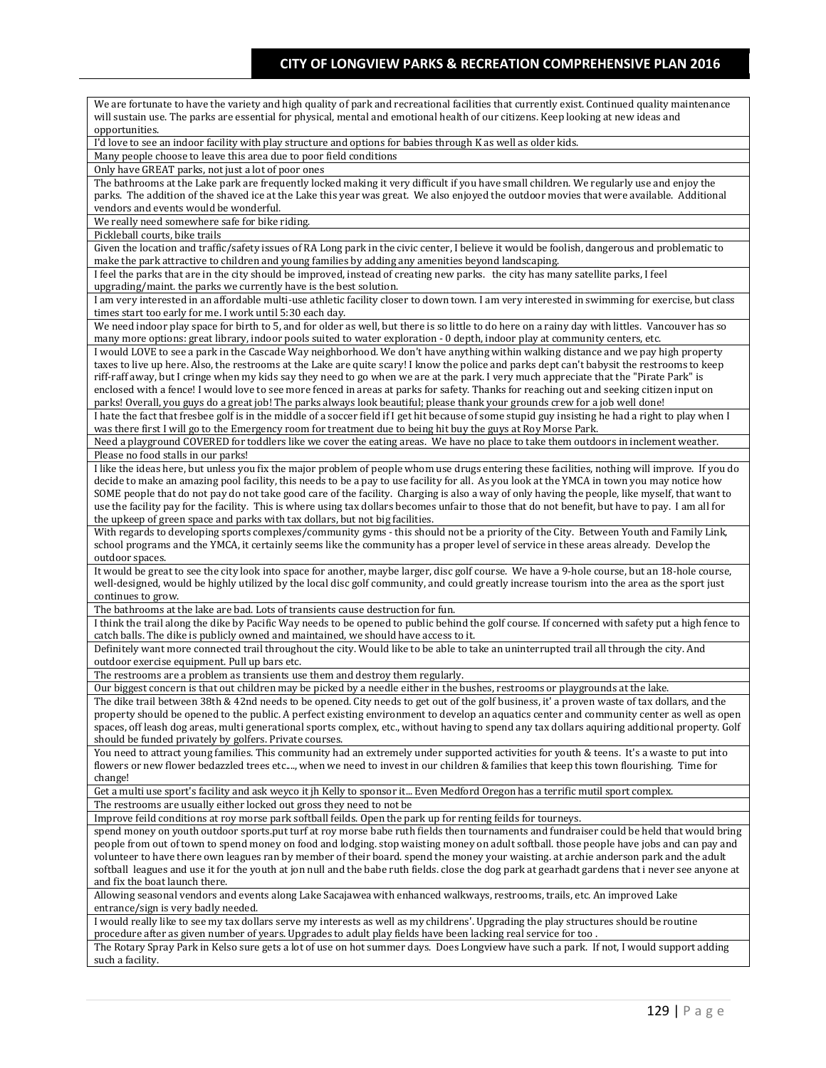| We are fortunate to have the variety and high quality of park and recreational facilities that currently exist. Continued quality maintenance will sustain use. The parks are essential for physical, mental and emotional health of our citizens. Keep looking at new ideas and opportunities. |
|---|
| I'd love to see an indoor facility with play structure and options for babies through K as well as older kids. |
| Many people choose to leave this area due to poor field conditions |
| Only have GREAT parks, not just a lot of poor ones |
| The bathrooms at the Lake park are frequently locked making it very difficult if you have small children. We regularly use and enjoy the parks. The addition of the shaved ice at the Lake this year was great. We also enjoyed the outdoor movies that were available. Additional vendors and events would be wonderful. |
| We really need somewhere safe for bike riding. |
| Pickleball courts, bike trails |
| Given the location and traffic/safety issues of RA Long park in the civic center, I believe it would be foolish, dangerous and problematic to make the park attractive to children and young families by adding any amenities beyond landscaping. |
| I feel the parks that are in the city should be improved, instead of creating new parks. the city has many satellite parks, I feel upgrading/maint. the parks we currently have is the best solution. |
| I am very interested in an affordable multi-use athletic facility closer to down town. I am very interested in swimming for exercise, but class times start too early for me. I work until 5:30 each day. |
| We need indoor play space for birth to 5, and for older as well, but there is so little to do here on a rainy day with littles. Vancouver has so many more options: great library, indoor pools suited to water exploration - 0 depth, indoor play at community centers, etc. |
| I would LOVE to see a park in the Cascade Way neighborhood. We don't have anything within walking distance and we pay high property taxes to live up here. Also, the restrooms at the Lake are quite scary! I know the police and parks dept can't babysit the restrooms to keep riff-raff away, but I cringe when my kids say they need to go when we are at the park. I very much appreciate that the "Pirate Park" is enclosed with a fence! I would love to see more fenced in areas at parks for safety. Thanks for reaching out and seeking citizen input on parks! Overall, you guys do a great job! The parks always look beautiful; please thank your grounds crew for a job well done! |
| I hate the fact that fresbee golf is in the middle of a soccer field if I get hit because of some stupid guy insisting he had a right to play when I was there first I will go to the Emergency room for treatment due to being hit buy the guys at Roy Morse Park. |
| Need a playground COVERED for toddlers like we cover the eating areas. We have no place to take them outdoors in inclement weather. |
| Please no food stalls in our parks! |
| I like the ideas here, but unless you fix the major problem of people whom use drugs entering these facilities, nothing will improve. If you do decide to make an amazing pool facility, this needs to be a pay to use facility for all. As you look at the YMCA in town you may notice how SOME people that do not pay do not take good care of the facility. Charging is also a way of only having the people, like myself, that want to use the facility pay for the facility. This is where using tax dollars becomes unfair to those that do not benefit, but have to pay. I am all for the upkeep of green space and parks with tax dollars, but not big facilities. |
| With regards to developing sports complexes/community gyms - this should not be a priority of the City. Between Youth and Family Link, school programs and the YMCA, it certainly seems like the community has a proper level of service in these areas already. Develop the outdoor spaces. |
| It would be great to see the city look into space for another, maybe larger, disc golf course. We have a 9-hole course, but an 18-hole course, well-designed, would be highly utilized by the local disc golf community, and could greatly increase tourism into the area as the sport just continues to grow. |
| The bathrooms at the lake are bad. Lots of transients cause destruction for fun. |
| I think the trail along the dike by Pacific Way needs to be opened to public behind the golf course. If concerned with safety put a high fence to catch balls. The dike is publicly owned and maintained, we should have access to it. |
| Definitely want more connected trail throughout the city. Would like to be able to take an uninterrupted trail all through the city. And outdoor exercise equipment. Pull up bars etc. |
| The restrooms are a problem as transients use them and destroy them regularly. |
| Our biggest concern is that out children may be picked by a needle either in the bushes, restrooms or playgrounds at the lake. |
| The dike trail between 38th & 42nd needs to be opened. City needs to get out of the golf business, it' a proven waste of tax dollars, and the property should be opened to the public. A perfect existing environment to develop an aquatics center and community center as well as open spaces, off leash dog areas, multi generational sports complex, etc., without having to spend any tax dollars aquiring additional property. Golf should be funded privately by golfers. Private courses. |
| You need to attract young families. This community had an extremely under supported activities for youth & teens. It's a waste to put into flowers or new flower bedazzled trees etc...., when we need to invest in our children & families that keep this town flourishing. Time for change! |
| Get a multi use sport's facility and ask weyco it jh Kelly to sponsor it... Even Medford Oregon has a terrific mutil sport complex. |
| The restrooms are usually either locked out gross they need to not be |
| Improve feild conditions at roy morse park softball feilds. Open the park up for renting feilds for tourneys. |
| spend money on youth outdoor sports.put turf at roy morse babe ruth fields then tournaments and fundraiser could be held that would bring people from out of town to spend money on food and lodging. stop waisting money on adult softball. those people have jobs and can pay and volunteer to have there own leagues ran by member of their board. spend the money your waisting. at archie anderson park and the adult softball leagues and use it for the youth at jon null and the babe ruth fields. close the dog park at gearhadt gardens that i never see anyone at and fix the boat launch there. |
| Allowing seasonal vendors and events along Lake Sacajawea with enhanced walkways, restrooms, trails, etc. An improved Lake entrance/sign is very badly needed. |
| I would really like to see my tax dollars serve my interests as well as my childrens'. Upgrading the play structures should be routine procedure after as given number of years. Upgrades to adult play fields have been lacking real service for too . |
| The Rotary Spray Park in Kelso sure gets a lot of use on hot summer days. Does Longview have such a park. If not, I would support adding such a facility. |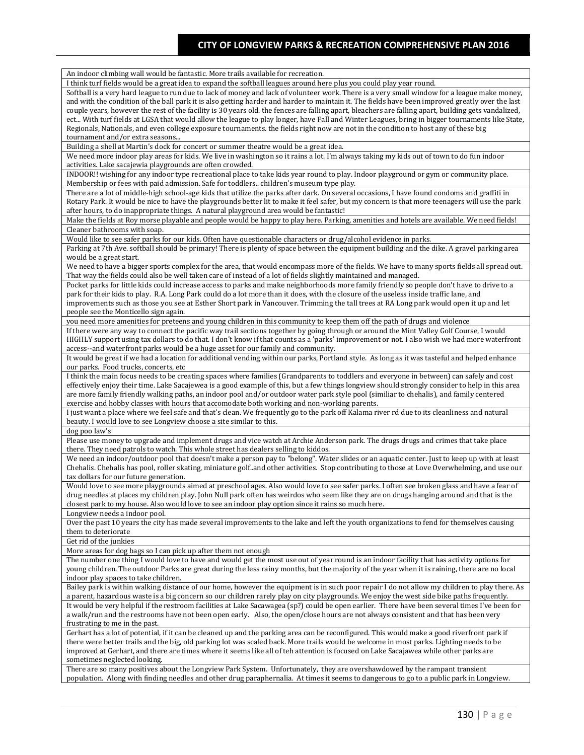| |
|---|
| An indoor climbing wall would be fantastic. More trails available for recreation. |
| I think turf fields would be a great idea to expand the softball leagues around here plus you could play year round. |
| Softball is a very hard league to run due to lack of money and lack of volunteer work. There is a very small window for a league make money, and with the condition of the ball park it is also getting harder and harder to maintain it. The fields have been improved greatly over the last couple years, however the rest of the facility is 30 years old. the fences are falling apart, bleachers are falling apart, building gets vandalized, ect... With turf fields at LGSA that would allow the league to play longer, have Fall and Winter Leagues, bring in bigger tournaments like State, Regionals, Nationals, and even college exposure tournaments. the fields right now are not in the condition to host any of these big tournament and/or extra seasons... |
| Building a shell at Martin's dock for concert or summer theatre would be a great idea. |
| We need more indoor play areas for kids. We live in washington so it rains a lot. I'm always taking my kids out of town to do fun indoor activities. Lake sacajewia playgrounds are often crowded. |
| INDOOR!! wishing for any indoor type recreational place to take kids year round to play. Indoor playground or gym or community place. Membership or fees with paid admission. Safe for toddlers.. children's museum type play. |
| There are a lot of middle-high school-age kids that utilize the parks after dark. On several occasions, I have found condoms and graffiti in Rotary Park. It would be nice to have the playgrounds better lit to make it feel safer, but my concern is that more teenagers will use the park after hours, to do inappropriate things. A natural playground area would be fantastic! |
| Make the fields at Roy morse playable and people would be happy to play here. Parking, amenities and hotels are available. We need fields! |
| Cleaner bathrooms with soap. |
| Would like to see safer parks for our kids. Often have questionable characters or drug/alcohol evidence in parks. |
| Parking at 7th Ave. softball should be primary! There is plenty of space between the equipment building and the dike. A gravel parking area would be a great start. |
| We need to have a bigger sports complex for the area, that would encompass more of the fields. We have to many sports fields all spread out. That way the fields could also be well taken care of instead of a lot of fields slightly maintained and managed. |
| Pocket parks for little kids could increase access to parks and make neighborhoods more family friendly so people don't have to drive to a park for their kids to play. R.A. Long Park could do a lot more than it does, with the closure of the useless inside traffic lane, and improvements such as those you see at Esther Short park in Vancouver. Trimming the tall trees at RA Long park would open it up and let people see the Monticello sign again. |
| you need more amenities for preteens and young children in this community to keep them off the path of drugs and violence |
| If there were any way to connect the pacific way trail sections together by going through or around the Mint Valley Golf Course, I would HIGHLY support using tax dollars to do that. I don't know if that counts as a 'parks' improvement or not. I also wish we had more waterfront access--and waterfront parks would be a huge asset for our family and community. |
| It would be great if we had a location for additional vending within our parks, Portland style. As long as it was tasteful and helped enhance our parks. Food trucks, concerts, etc |
| I think the main focus needs to be creating spaces where families (Grandparents to toddlers and everyone in between) can safely and cost effectively enjoy their time. Lake Sacajewea is a good example of this, but a few things longview should strongly consider to help in this area are more family friendly walking paths, an indoor pool and/or outdoor water park style pool (similiar to chehalis), and family centered exercise and hobby classes with hours that accomodate both working and non-working parents. |
| I just want a place where we feel safe and that's clean. We frequently go to the park off Kalama river rd due to its cleanliness and natural beauty. I would love to see Longview choose a site similar to this. |
| dog poo law's |
| Please use money to upgrade and implement drugs and vice watch at Archie Anderson park. The drugs drugs and crimes that take place there. They need patrols to watch. This whole street has dealers selling to kiddos. |
| We need an indoor/outdoor pool that doesn't make a person pay to "belong". Water slides or an aquatic center. Just to keep up with at least Chehalis. Chehalis has pool, roller skating, miniature golf..and other activities. Stop contributing to those at Love Overwhelming, and use our tax dollars for our future generation. |
| Would love to see more playgrounds aimed at preschool ages. Also would love to see safer parks. I often see broken glass and have a fear of drug needles at places my children play. John Null park often has weirdos who seem like they are on drugs hanging around and that is the closest park to my house. Also would love to see an indoor play option since it rains so much here. |
| Longview needs a indoor pool. |
| Over the past 10 years the city has made several improvements to the lake and left the youth organizations to fend for themselves causing them to deteriorate |
| Get rid of the junkies |
| More areas for dog bags so I can pick up after them not enough |
| The number one thing I would love to have and would get the most use out of year round is an indoor facility that has activity options for young children. The outdoor Parks are great during the less rainy months, but the majority of the year when it is raining, there are no local indoor play spaces to take children. |
| Bailey park is within walking distance of our home, however the equipment is in such poor repair I do not allow my children to play there. As a parent, hazardous waste is a big concern so our children rarely play on city playgrounds. We enjoy the west side bike paths frequently. |
| It would be very helpful if the restroom facilities at Lake Sacawagea (sp?) could be open earlier. There have been several times I've been for a walk/run and the restrooms have not been open early. Also, the open/close hours are not always consistent and that has been very frustrating to me in the past. |
| Gerhart has a lot of potential, if it can be cleaned up and the parking area can be reconfigured. This would make a good riverfront park if there were better trails and the big, old parking lot was scaled back. More trails would be welcome in most parks. Lighting needs to be improved at Gerhart, and there are times where it seems like all of teh attention is focused on Lake Sacajawea while other parks are sometimes neglected looking. |
| There are so many positives about the Longview Park System. Unfortunately, they are overshawdowed by the rampant transient population. Along with finding needles and other drug paraphernalia. At times it seems to dangerous to go to a public park in Longview. |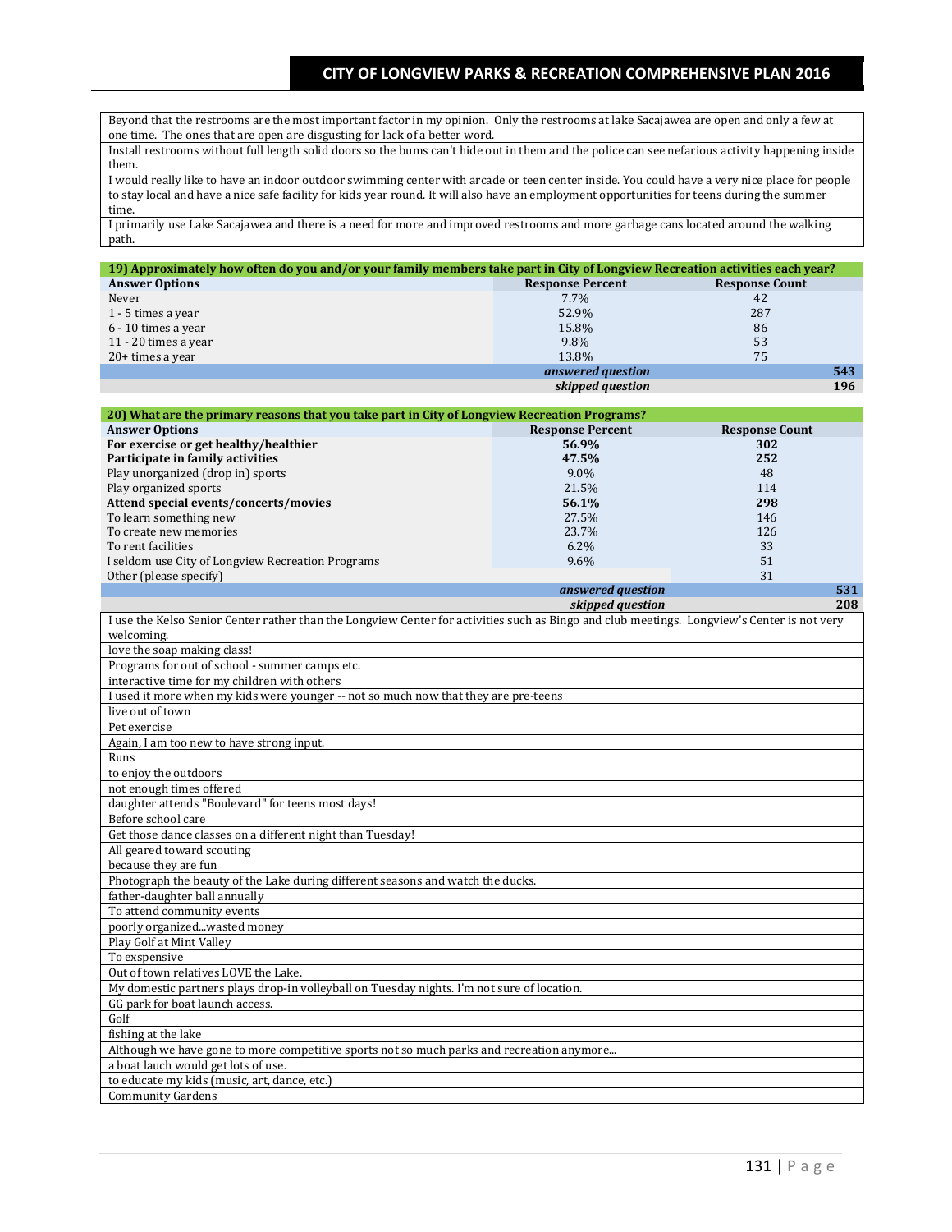| |
|---|
| Beyond that the restrooms are the most important factor in my opinion. Only the restrooms at lake Sacajawea are open and only a few at one time. The ones that are open are disgusting for lack of a better word. |
| Install restrooms without full length solid doors so the bums can't hide out in them and the police can see nefarious activity happening inside them. |
| I would really like to have an indoor outdoor swimming center with arcade or teen center inside. You could have a very nice place for people to stay local and have a nice safe facility for kids year round. It will also have an employment opportunities for teens during the summer time. |
| I primarily use Lake Sacajawea and there is a need for more and improved restrooms and more garbage cans located around the walking path. |

**19) Approximately how often do you and/or your family members take part in City of Longview Recreation activities each year?**

| Answer Options | Response Percent | Response Count |
|---|---|---|
| Never | 7.7% | 42 |
| 1 - 5 times a year | 52.9% | 287 |
| 6 - 10 times a year | 15.8% | 86 |
| 11 - 20 times a year | 9.8% | 53 |
| 20+ times a year | 13.8% | 75 |
| | *answered question* | 543 |
| | *skipped question* | 196 |

**20) What are the primary reasons that you take part in City of Longview Recreation Programs?**

| Answer Options | Response Percent | Response Count |
|---|---|---|
| **For exercise or get healthy/healthier** | **56.9%** | **302** |
| **Participate in family activities** | **47.5%** | **252** |
| Play unorganized (drop in) sports | 9.0% | 48 |
| Play organized sports | 21.5% | 114 |
| **Attend special events/concerts/movies** | **56.1%** | **298** |
| To learn something new | 27.5% | 146 |
| To create new memories | 23.7% | 126 |
| To rent facilities | 6.2% | 33 |
| I seldom use City of Longview Recreation Programs | 9.6% | 51 |
| Other (please specify) | | 31 |
| | *answered question* | 531 |
| | *skipped question* | 208 |

| |
|---|
| I use the Kelso Senior Center rather than the Longview Center for activities such as Bingo and club meetings. Longview's Center is not very welcoming. |
| love the soap making class! |
| Programs for out of school - summer camps etc. |
| interactive time for my children with others |
| I used it more when my kids were younger -- not so much now that they are pre-teens |
| live out of town |
| Pet exercise |
| Again, I am too new to have strong input. |
| Runs |
| to enjoy the outdoors |
| not enough times offered |
| daughter attends "Boulevard" for teens most days! |
| Before school care |
| Get those dance classes on a different night than Tuesday! |
| All geared toward scouting |
| because they are fun |
| Photograph the beauty of the Lake during different seasons and watch the ducks. |
| father-daughter ball annually |
| To attend community events |
| poorly organized...wasted money |
| Play Golf at Mint Valley |
| To exspensive |
| Out of town relatives LOVE the Lake. |
| My domestic partners plays drop-in volleyball on Tuesday nights. I'm not sure of location. |
| GG park for boat launch access. |
| Golf |
| fishing at the lake |
| Although we have gone to more competitive sports not so much parks and recreation anymore... |
| a boat lauch would get lots of use. |
| to educate my kids (music, art, dance, etc.) |
| Community Gardens |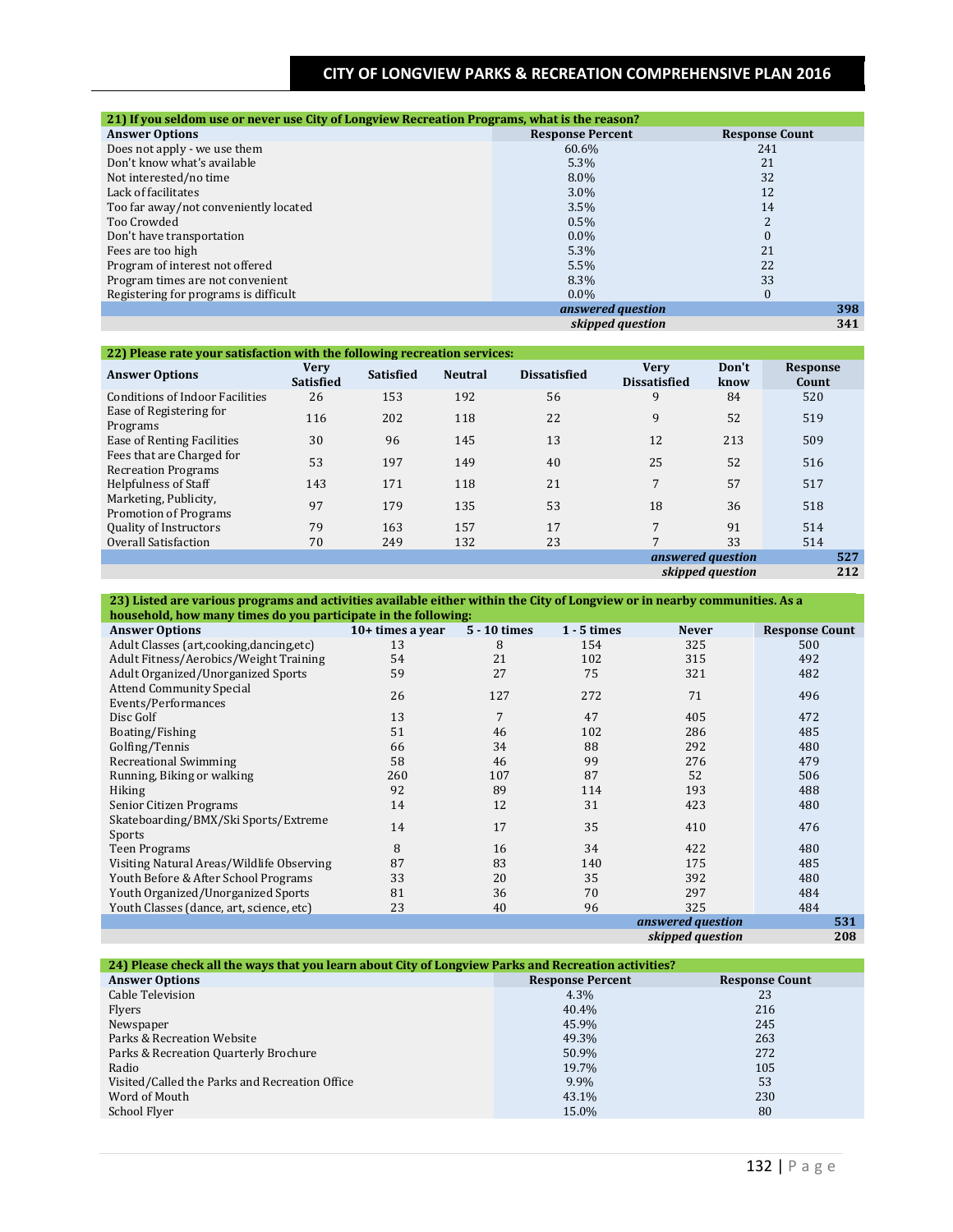| 21) If you seldom use or never use City of Longview Recreation Programs, what is the reason? | | |
|---|---|---|
| **Answer Options** | **Response Percent** | **Response Count** |
| Does not apply - we use them | 60.6% | 241 |
| Don't know what's available | 5.3% | 21 |
| Not interested/no time | 8.0% | 32 |
| Lack of facilitates | 3.0% | 12 |
| Too far away/not conveniently located | 3.5% | 14 |
| Too Crowded | 0.5% | 2 |
| Don't have transportation | 0.0% | 0 |
| Fees are too high | 5.3% | 21 |
| Program of interest not offered | 5.5% | 22 |
| Program times are not convenient | 8.3% | 33 |
| Registering for programs is difficult | 0.0% | 0 |
| | *answered question* | 398 |
| | *skipped question* | 341 |

| 22) Please rate your satisfaction with the following recreation services: | | | | | | | |
|---|---|---|---|---|---|---|---|
| **Answer Options** | **Very Satisfied** | **Satisfied** | **Neutral** | **Dissatisfied** | **Very Dissatisfied** | **Don't know** | **Response Count** |
| Conditions of Indoor Facilities | 26 | 153 | 192 | 56 | 9 | 84 | 520 |
| Ease of Registering for Programs | 116 | 202 | 118 | 22 | 9 | 52 | 519 |
| Ease of Renting Facilities | 30 | 96 | 145 | 13 | 12 | 213 | 509 |
| Fees that are Charged for Recreation Programs | 53 | 197 | 149 | 40 | 25 | 52 | 516 |
| Helpfulness of Staff | 143 | 171 | 118 | 21 | 7 | 57 | 517 |
| Marketing, Publicity, Promotion of Programs | 97 | 179 | 135 | 53 | 18 | 36 | 518 |
| Quality of Instructors | 79 | 163 | 157 | 17 | 7 | 91 | 514 |
| Overall Satisfaction | 70 | 249 | 132 | 23 | 7 | 33 | 514 |
| | | | | | *answered question* | | 527 |
| | | | | | *skipped question* | | 212 |

| 23) Listed are various programs and activities available either within the City of Longview or in nearby communities. As a household, how many times do you participate in the following: | | | | | |
|---|---|---|---|---|---|
| **Answer Options** | **10+ times a year** | **5 - 10 times** | **1 - 5 times** | **Never** | **Response Count** |
| Adult Classes (art,cooking,dancing,etc) | 13 | 8 | 154 | 325 | 500 |
| Adult Fitness/Aerobics/Weight Training | 54 | 21 | 102 | 315 | 492 |
| Adult Organized/Unorganized Sports | 59 | 27 | 75 | 321 | 482 |
| Attend Community Special Events/Performances | 26 | 127 | 272 | 71 | 496 |
| Disc Golf | 13 | 7 | 47 | 405 | 472 |
| Boating/Fishing | 51 | 46 | 102 | 286 | 485 |
| Golfing/Tennis | 66 | 34 | 88 | 292 | 480 |
| Recreational Swimming | 58 | 46 | 99 | 276 | 479 |
| Running, Biking or walking | 260 | 107 | 87 | 52 | 506 |
| Hiking | 92 | 89 | 114 | 193 | 488 |
| Senior Citizen Programs | 14 | 12 | 31 | 423 | 480 |
| Skateboarding/BMX/Ski Sports/Extreme Sports | 14 | 17 | 35 | 410 | 476 |
| Teen Programs | 8 | 16 | 34 | 422 | 480 |
| Visiting Natural Areas/Wildlife Observing | 87 | 83 | 140 | 175 | 485 |
| Youth Before & After School Programs | 33 | 20 | 35 | 392 | 480 |
| Youth Organized/Unorganized Sports | 81 | 36 | 70 | 297 | 484 |
| Youth Classes (dance, art, science, etc) | 23 | 40 | 96 | 325 | 484 |
| | | | | *answered question* | 531 |
| | | | | *skipped question* | 208 |

| 24) Please check all the ways that you learn about City of Longview Parks and Recreation activities? | | |
|---|---|---|
| **Answer Options** | **Response Percent** | **Response Count** |
| Cable Television | 4.3% | 23 |
| Flyers | 40.4% | 216 |
| Newspaper | 45.9% | 245 |
| Parks & Recreation Website | 49.3% | 263 |
| Parks & Recreation Quarterly Brochure | 50.9% | 272 |
| Radio | 19.7% | 105 |
| Visited/Called the Parks and Recreation Office | 9.9% | 53 |
| Word of Mouth | 43.1% | 230 |
| School Flyer | 15.0% | 80 |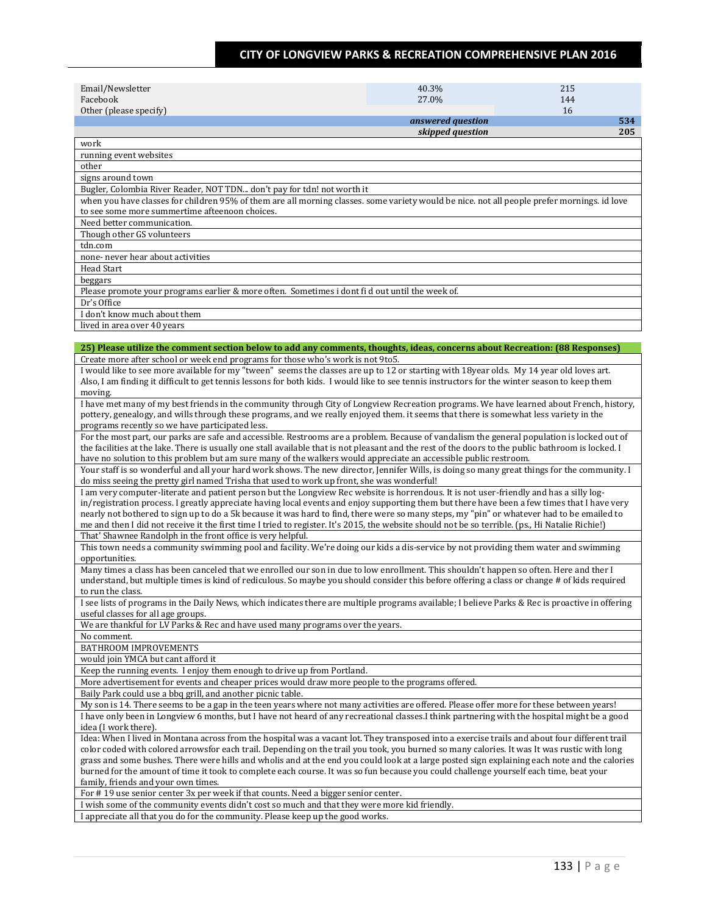| | | |
|---|---|---|
| Email/Newsletter | 40.3% | 215 |
| Facebook | 27.0% | 144 |
| Other (please specify) | | 16 |
| | ***answered question*** | **534** |
| | ***skipped question*** | **205** |

| |
|---|
| work |
| running event websites |
| other |
| signs around town |
| Bugler, Colombia River Reader, NOT TDN... don't pay for tdn! not worth it |
| when you have classes for children 95% of them are all morning classes. some variety would be nice. not all people prefer mornings. id love to see some more summertime afteenoon choices. |
| Need better communication. |
| Though other GS volunteers |
| tdn.com |
| none- never hear about activities |
| Head Start |
| beggars |
| Please promote your programs earlier & more often. Sometimes i dont fi d out until the week of. |
| Dr's Office |
| I don't know much about them |
| lived in area over 40 years |

| **25) Please utilize the comment section below to add any comments, thoughts, ideas, concerns about Recreation: (88 Responses)** |
|---|
| Create more after school or week end programs for those who's work is not 9to5. |
| I would like to see more available for my "tween" seems the classes are up to 12 or starting with 18year olds. My 14 year old loves art. Also, I am finding it difficult to get tennis lessons for both kids. I would like to see tennis instructors for the winter season to keep them moving. |
| I have met many of my best friends in the community through City of Longview Recreation programs. We have learned about French, history, pottery, genealogy, and wills through these programs, and we really enjoyed them. it seems that there is somewhat less variety in the programs recently so we have participated less. |
| For the most part, our parks are safe and accessible. Restrooms are a problem. Because of vandalism the general population is locked out of the facilities at the lake. There is usually one stall available that is not pleasant and the rest of the doors to the public bathroom is locked. I have no solution to this problem but am sure many of the walkers would appreciate an accessible public restroom. |
| Your staff is so wonderful and all your hard work shows. The new director, Jennifer Wills, is doing so many great things for the community. I do miss seeing the pretty girl named Trisha that used to work up front, she was wonderful! |
| I am very computer-literate and patient person but the Longview Rec website is horrendous. It is not user-friendly and has a silly log-in/registration process. I greatly appreciate having local events and enjoy supporting them but there have been a few times that I have very nearly not bothered to sign up to do a 5k because it was hard to find, there were so many steps, my "pin" or whatever had to be emailed to me and then I did not receive it the first time I tried to register. It's 2015, the website should not be so terrible. (ps., Hi Natalie Richie!) |
| That' Shawnee Randolph in the front office is very helpful. |
| This town needs a community swimming pool and facility. We're doing our kids a dis-service by not providing them water and swimming opportunities. |
| Many times a class has been canceled that we enrolled our son in due to low enrollment. This shouldn't happen so often. Here and ther I understand, but multiple times is kind of rediculous. So maybe you should consider this before offering a class or change # of kids required to run the class. |
| I see lists of programs in the Daily News, which indicates there are multiple programs available; I believe Parks & Rec is proactive in offering useful classes for all age groups. |
| We are thankful for LV Parks & Rec and have used many programs over the years. |
| No comment. |
| BATHROOM IMPROVEMENTS |
| would join YMCA but cant afford it |
| Keep the running events. I enjoy them enough to drive up from Portland. |
| More advertisement for events and cheaper prices would draw more people to the programs offered. |
| Baily Park could use a bbq grill, and another picnic table. |
| My son is 14. There seems to be a gap in the teen years where not many activities are offered. Please offer more for these between years! |
| I have only been in Longview 6 months, but I have not heard of any recreational classes.I think partnering with the hospital might be a good idea (I work there). |
| Idea: When I lived in Montana across from the hospital was a vacant lot. They transposed into a exercise trails and about four different trail color coded with colored arrowsfor each trail. Depending on the trail you took, you burned so many calories. It was It was rustic with long grass and some bushes. There were hills and wholis and at the end you could look at a large posted sign explaining each note and the calories burned for the amount of time it took to complete each course. It was so fun because you could challenge yourself each time, beat your family, friends and your own times. |
| For # 19 use senior center 3x per week if that counts. Need a bigger senior center. |
| I wish some of the community events didn't cost so much and that they were more kid friendly. |
| I appreciate all that you do for the community. Please keep up the good works. |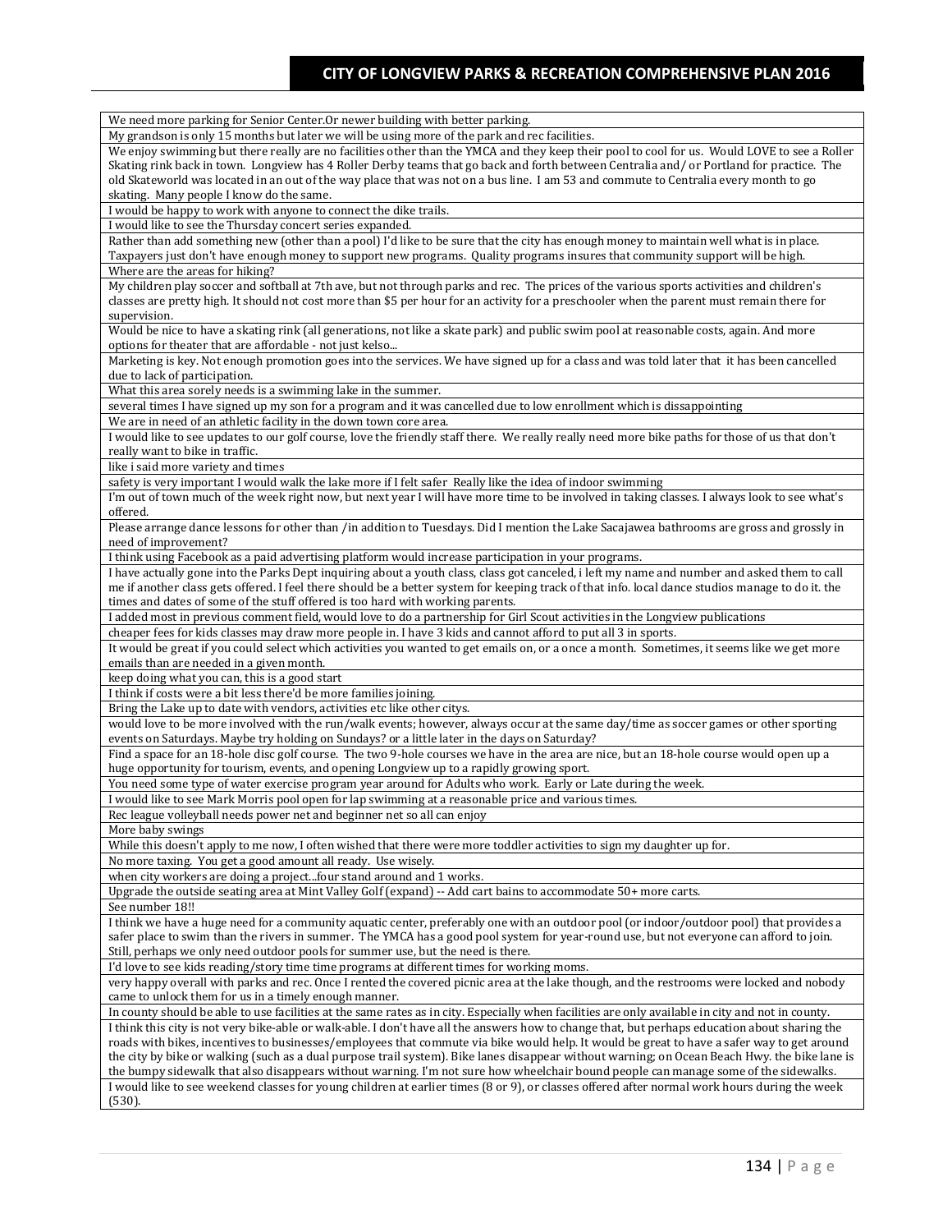| We need more parking for Senior Center.Or newer building with better parking. |
|---|
| My grandson is only 15 months but later we will be using more of the park and rec facilities. |
| We enjoy swimming but there really are no facilities other than the YMCA and they keep their pool to cool for us. Would LOVE to see a Roller Skating rink back in town. Longview has 4 Roller Derby teams that go back and forth between Centralia and/ or Portland for practice. The old Skateworld was located in an out of the way place that was not on a bus line. I am 53 and commute to Centralia every month to go skating. Many people I know do the same. |
| I would be happy to work with anyone to connect the dike trails. |
| I would like to see the Thursday concert series expanded. |
| Rather than add something new (other than a pool) I'd like to be sure that the city has enough money to maintain well what is in place. Taxpayers just don't have enough money to support new programs. Quality programs insures that community support will be high. |
| Where are the areas for hiking? |
| My children play soccer and softball at 7th ave, but not through parks and rec. The prices of the various sports activities and children's classes are pretty high. It should not cost more than $5 per hour for an activity for a preschooler when the parent must remain there for supervision. |
| Would be nice to have a skating rink (all generations, not like a skate park) and public swim pool at reasonable costs, again. And more options for theater that are affordable - not just kelso... |
| Marketing is key. Not enough promotion goes into the services. We have signed up for a class and was told later that it has been cancelled due to lack of participation. |
| What this area sorely needs is a swimming lake in the summer. |
| several times I have signed up my son for a program and it was cancelled due to low enrollment which is dissappointing |
| We are in need of an athletic facility in the down town core area. |
| I would like to see updates to our golf course, love the friendly staff there. We really really need more bike paths for those of us that don't really want to bike in traffic. |
| like i said more variety and times |
| safety is very important I would walk the lake more if I felt safer Really like the idea of indoor swimming |
| I'm out of town much of the week right now, but next year I will have more time to be involved in taking classes. I always look to see what's offered. |
| Please arrange dance lessons for other than /in addition to Tuesdays. Did I mention the Lake Sacajawea bathrooms are gross and grossly in need of improvement? |
| I think using Facebook as a paid advertising platform would increase participation in your programs. |
| I have actually gone into the Parks Dept inquiring about a youth class, class got canceled, i left my name and number and asked them to call me if another class gets offered. I feel there should be a better system for keeping track of that info. local dance studios manage to do it. the times and dates of some of the stuff offered is too hard with working parents. |
| I added most in previous comment field, would love to do a partnership for Girl Scout activities in the Longview publications |
| cheaper fees for kids classes may draw more people in. I have 3 kids and cannot afford to put all 3 in sports. |
| It would be great if you could select which activities you wanted to get emails on, or a once a month. Sometimes, it seems like we get more emails than are needed in a given month. |
| keep doing what you can, this is a good start |
| I think if costs were a bit less there'd be more families joining. |
| Bring the Lake up to date with vendors, activities etc like other citys. |
| would love to be more involved with the run/walk events; however, always occur at the same day/time as soccer games or other sporting events on Saturdays. Maybe try holding on Sundays? or a little later in the days on Saturday? |
| Find a space for an 18-hole disc golf course. The two 9-hole courses we have in the area are nice, but an 18-hole course would open up a huge opportunity for tourism, events, and opening Longview up to a rapidly growing sport. |
| You need some type of water exercise program year around for Adults who work. Early or Late during the week. |
| I would like to see Mark Morris pool open for lap swimming at a reasonable price and various times. |
| Rec league volleyball needs power net and beginner net so all can enjoy |
| More baby swings |
| While this doesn't apply to me now, I often wished that there were more toddler activities to sign my daughter up for. |
| No more taxing. You get a good amount all ready. Use wisely. |
| when city workers are doing a project...four stand around and 1 works. |
| Upgrade the outside seating area at Mint Valley Golf (expand) -- Add cart bains to accommodate 50+ more carts. |
| See number 18!! |
| I think we have a huge need for a community aquatic center, preferably one with an outdoor pool (or indoor/outdoor pool) that provides a safer place to swim than the rivers in summer. The YMCA has a good pool system for year-round use, but not everyone can afford to join. Still, perhaps we only need outdoor pools for summer use, but the need is there. |
| I'd love to see kids reading/story time time programs at different times for working moms. |
| very happy overall with parks and rec. Once I rented the covered picnic area at the lake though, and the restrooms were locked and nobody came to unlock them for us in a timely enough manner. |
| In county should be able to use facilities at the same rates as in city. Especially when facilities are only available in city and not in county. |
| I think this city is not very bike-able or walk-able. I don't have all the answers how to change that, but perhaps education about sharing the roads with bikes, incentives to businesses/employees that commute via bike would help. It would be great to have a safer way to get around the city by bike or walking (such as a dual purpose trail system). Bike lanes disappear without warning; on Ocean Beach Hwy. the bike lane is the bumpy sidewalk that also disappears without warning. I'm not sure how wheelchair bound people can manage some of the sidewalks. |
| I would like to see weekend classes for young children at earlier times (8 or 9), or classes offered after normal work hours during the week (530). |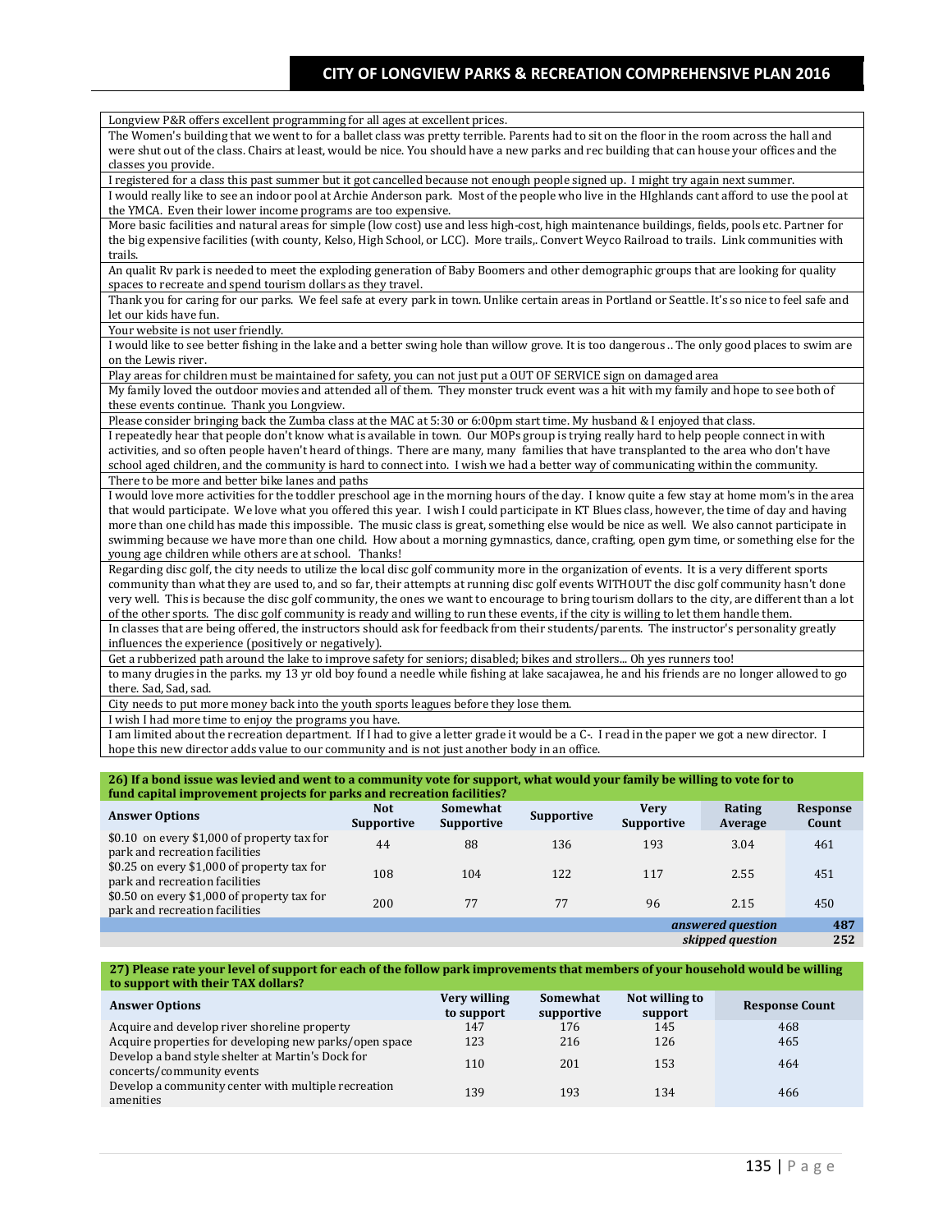| |
|---|
| Longview P&R offers excellent programming for all ages at excellent prices. |
| The Women's building that we went to for a ballet class was pretty terrible. Parents had to sit on the floor in the room across the hall and were shut out of the class. Chairs at least, would be nice. You should have a new parks and rec building that can house your offices and the classes you provide. |
| I registered for a class this past summer but it got cancelled because not enough people signed up. I might try again next summer. |
| I would really like to see an indoor pool at Archie Anderson park. Most of the people who live in the HIghlands cant afford to use the pool at the YMCA. Even their lower income programs are too expensive. |
| More basic facilities and natural areas for simple (low cost) use and less high-cost, high maintenance buildings, fields, pools etc. Partner for the big expensive facilities (with county, Kelso, High School, or LCC). More trails,. Convert Weyco Railroad to trails. Link communities with trails. |
| An qualit Rv park is needed to meet the exploding generation of Baby Boomers and other demographic groups that are looking for quality spaces to recreate and spend tourism dollars as they travel. |
| Thank you for caring for our parks. We feel safe at every park in town. Unlike certain areas in Portland or Seattle. It's so nice to feel safe and let our kids have fun. |
| Your website is not user friendly. |
| I would like to see better fishing in the lake and a better swing hole than willow grove. It is too dangerous .. The only good places to swim are on the Lewis river. |
| Play areas for children must be maintained for safety, you can not just put a OUT OF SERVICE sign on damaged area |
| My family loved the outdoor movies and attended all of them. They monster truck event was a hit with my family and hope to see both of these events continue. Thank you Longview. |
| Please consider bringing back the Zumba class at the MAC at 5:30 or 6:00pm start time. My husband & I enjoyed that class. |
| I repeatedly hear that people don't know what is available in town. Our MOPs group is trying really hard to help people connect in with activities, and so often people haven't heard of things. There are many, many families that have transplanted to the area who don't have school aged children, and the community is hard to connect into. I wish we had a better way of communicating within the community. |
| There to be more and better bike lanes and paths |
| I would love more activities for the toddler preschool age in the morning hours of the day. I know quite a few stay at home mom's in the area that would participate. We love what you offered this year. I wish I could participate in KT Blues class, however, the time of day and having more than one child has made this impossible. The music class is great, something else would be nice as well. We also cannot participate in swimming because we have more than one child. How about a morning gymnastics, dance, crafting, open gym time, or something else for the young age children while others are at school. Thanks! |
| Regarding disc golf, the city needs to utilize the local disc golf community more in the organization of events. It is a very different sports community than what they are used to, and so far, their attempts at running disc golf events WITHOUT the disc golf community hasn't done very well. This is because the disc golf community, the ones we want to encourage to bring tourism dollars to the city, are different than a lot of the other sports. The disc golf community is ready and willing to run these events, if the city is willing to let them handle them. |
| In classes that are being offered, the instructors should ask for feedback from their students/parents. The instructor's personality greatly influences the experience (positively or negatively). |
| Get a rubberized path around the lake to improve safety for seniors; disabled; bikes and strollers... Oh yes runners too! |
| to many drugies in the parks. my 13 yr old boy found a needle while fishing at lake sacajawea, he and his friends are no longer allowed to go there. Sad, Sad, sad. |
| City needs to put more money back into the youth sports leagues before they lose them. |
| I wish I had more time to enjoy the programs you have. |
| I am limited about the recreation department. If I had to give a letter grade it would be a C-. I read in the paper we got a new director. I hope this new director adds value to our community and is not just another body in an office. |

**26) If a bond issue was levied and went to a community vote for support, what would your family be willing to vote for to fund capital improvement projects for parks and recreation facilities?**

| Answer Options | Not Supportive | Somewhat Supportive | Supportive | Very Supportive | Rating Average | Response Count |
|---|---|---|---|---|---|---|
| $0.10 on every $1,000 of property tax for park and recreation facilities | 44 | 88 | 136 | 193 | 3.04 | 461 |
| $0.25 on every $1,000 of property tax for park and recreation facilities | 108 | 104 | 122 | 117 | 2.55 | 451 |
| $0.50 on every $1,000 of property tax for park and recreation facilities | 200 | 77 | 77 | 96 | 2.15 | 450 |
| | | | | | *answered question* | 487 |
| | | | | | *skipped question* | 252 |

**27) Please rate your level of support for each of the follow park improvements that members of your household would be willing to support with their TAX dollars?**

| Answer Options | Very willing to support | Somewhat supportive | Not willing to support | Response Count |
|---|---|---|---|---|
| Acquire and develop river shoreline property | 147 | 176 | 145 | 468 |
| Acquire properties for developing new parks/open space | 123 | 216 | 126 | 465 |
| Develop a band style shelter at Martin's Dock for concerts/community events | 110 | 201 | 153 | 464 |
| Develop a community center with multiple recreation amenities | 139 | 193 | 134 | 466 |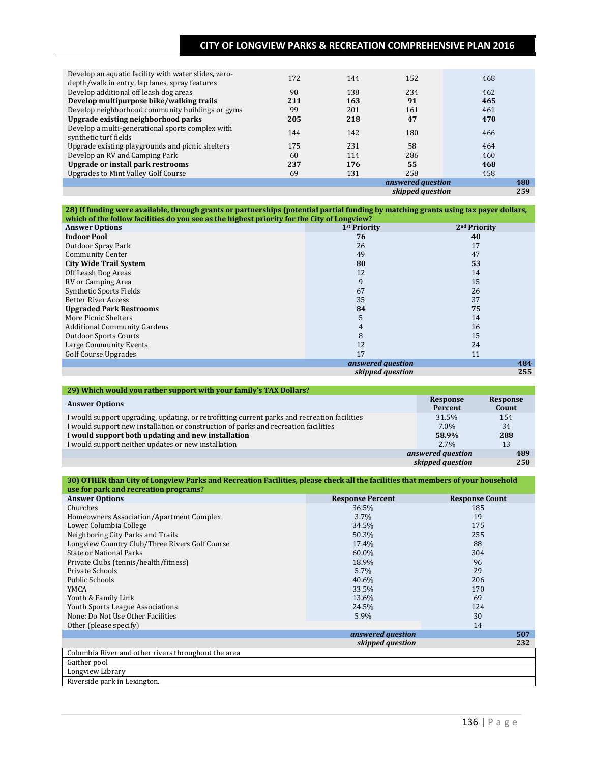| | | | | |
|---|---|---|---|---|
| Develop an aquatic facility with water slides, zero-depth/walk in entry, lap lanes, spray features | 172 | 144 | 152 | 468 |
| Develop additional off leash dog areas | 90 | 138 | 234 | 462 |
| **Develop multipurpose bike/walking trails** | **211** | **163** | **91** | **465** |
| Develop neighborhood community buildings or gyms | 99 | 201 | 161 | 461 |
| **Upgrade existing neighborhood parks** | **205** | **218** | **47** | **470** |
| Develop a multi-generational sports complex with synthetic turf fields | 144 | 142 | 180 | 466 |
| Upgrade existing playgrounds and picnic shelters | 175 | 231 | 58 | 464 |
| Develop an RV and Camping Park | 60 | 114 | 286 | 460 |
| **Upgrade or install park restrooms** | **237** | **176** | **55** | **468** |
| Upgrades to Mint Valley Golf Course | 69 | 131 | 258 | 458 |
| | | | *answered question* | 480 |
| | | | *skipped question* | 259 |

**28) If funding were available, through grants or partnerships (potential partial funding by matching grants using tax payer dollars, which of the follow facilities do you see as the highest priority for the City of Longview?**

| Answer Options | 1st Priority | 2nd Priority |
|---|---|---|
| **Indoor Pool** | **76** | **40** |
| Outdoor Spray Park | 26 | 17 |
| Community Center | 49 | 47 |
| **City Wide Trail System** | **80** | **53** |
| Off Leash Dog Areas | 12 | 14 |
| RV or Camping Area | 9 | 15 |
| Synthetic Sports Fields | 67 | 26 |
| Better River Access | 35 | 37 |
| **Upgraded Park Restrooms** | **84** | **75** |
| More Picnic Shelters | 5 | 14 |
| Additional Community Gardens | 4 | 16 |
| Outdoor Sports Courts | 8 | 15 |
| Large Community Events | 12 | 24 |
| Golf Course Upgrades | 17 | 11 |
| | *answered question* | 484 |
| | *skipped question* | 255 |

**29) Which would you rather support with your family's TAX Dollars?**

| Answer Options | Response Percent | Response Count |
|---|---|---|
| I would support upgrading, updating, or retrofitting current parks and recreation facilities | 31.5% | 154 |
| I would support new installation or construction of parks and recreation facilities | 7.0% | 34 |
| **I would support both updating and new installation** | **58.9%** | **288** |
| I would support neither updates or new installation | 2.7% | 13 |
| | *answered question* | 489 |
| | *skipped question* | 250 |

**30) OTHER than City of Longview Parks and Recreation Facilities, please check all the facilities that members of your household use for park and recreation programs?**

| Answer Options | Response Percent | Response Count |
|---|---|---|
| Churches | 36.5% | 185 |
| Homeowners Association/Apartment Complex | 3.7% | 19 |
| Lower Columbia College | 34.5% | 175 |
| Neighboring City Parks and Trails | 50.3% | 255 |
| Longview Country Club/Three Rivers Golf Course | 17.4% | 88 |
| State or National Parks | 60.0% | 304 |
| Private Clubs (tennis/health/fitness) | 18.9% | 96 |
| Private Schools | 5.7% | 29 |
| Public Schools | 40.6% | 206 |
| YMCA | 33.5% | 170 |
| Youth & Family Link | 13.6% | 69 |
| Youth Sports League Associations | 24.5% | 124 |
| None: Do Not Use Other Facilities | 5.9% | 30 |
| Other (please specify) | | 14 |
| | *answered question* | 507 |
| | *skipped question* | 232 |

| |
|---|
| Columbia River and other rivers throughout the area |
| Gaither pool |
| Longview Library |
| Riverside park in Lexington. |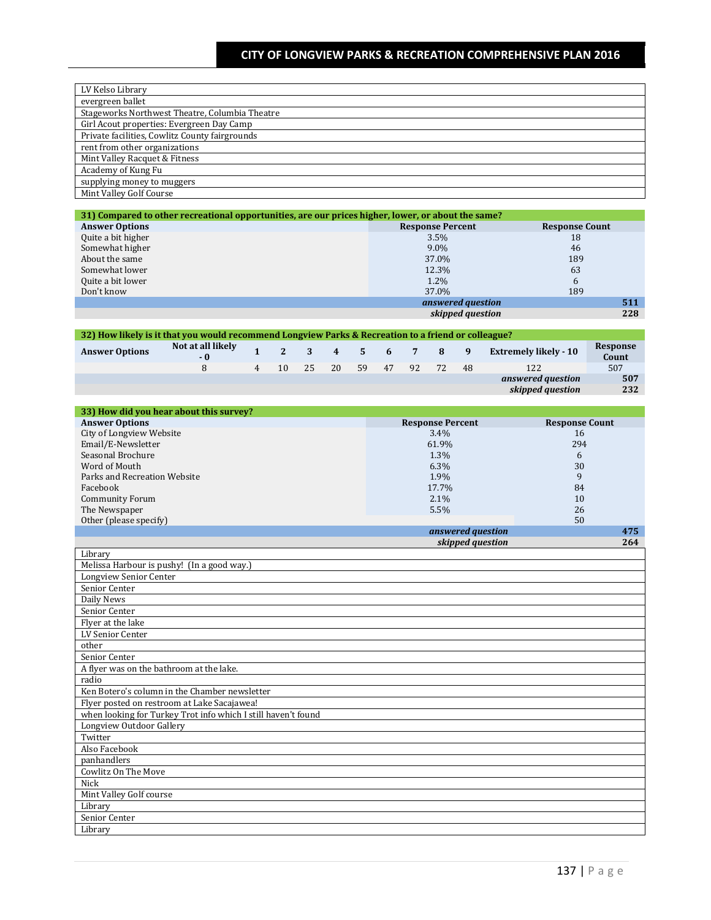| LV Kelso Library |
|---|
| evergreen ballet |
| Stageworks Northwest Theatre, Columbia Theatre |
| Girl Acout properties: Evergreen Day Camp |
| Private facilities, Cowlitz County fairgrounds |
| rent from other organizations |
| Mint Valley Racquet & Fitness |
| Academy of Kung Fu |
| supplying money to muggers |
| Mint Valley Golf Course |

| 31) Compared to other recreational opportunities, are our prices higher, lower, or about the same? | | |
|---|---|---|
| **Answer Options** | **Response Percent** | **Response Count** |
| Quite a bit higher | 3.5% | 18 |
| Somewhat higher | 9.0% | 46 |
| About the same | 37.0% | 189 |
| Somewhat lower | 12.3% | 63 |
| Quite a bit lower | 1.2% | 6 |
| Don't know | 37.0% | 189 |
| | ***answered question*** | **511** |
| | ***skipped question*** | **228** |

| 32) How likely is it that you would recommend Longview Parks & Recreation to a friend or colleague? | | | | | | | | | | | | |
|---|---|---|---|---|---|---|---|---|---|---|---|---|
| **Answer Options** | **Not at all likely - 0** | **1** | **2** | **3** | **4** | **5** | **6** | **7** | **8** | **9** | **Extremely likely - 10** | **Response Count** |
| | 8 | 4 | 10 | 25 | 20 | 59 | 47 | 92 | 72 | 48 | 122 | 507 |
| | | | | | | | | | | | ***answered question*** | **507** |
| | | | | | | | | | | | ***skipped question*** | **232** |

| 33) How did you hear about this survey? | | |
|---|---|---|
| **Answer Options** | **Response Percent** | **Response Count** |
| City of Longview Website | 3.4% | 16 |
| Email/E-Newsletter | 61.9% | 294 |
| Seasonal Brochure | 1.3% | 6 |
| Word of Mouth | 6.3% | 30 |
| Parks and Recreation Website | 1.9% | 9 |
| Facebook | 17.7% | 84 |
| Community Forum | 2.1% | 10 |
| The Newspaper | 5.5% | 26 |
| Other (please specify) | | 50 |
| | ***answered question*** | **475** |
| | ***skipped question*** | **264** |

| Library |
|---|
| Melissa Harbour is pushy! (In a good way.) |
| Longview Senior Center |
| Senior Center |
| Daily News |
| Senior Center |
| Flyer at the lake |
| LV Senior Center |
| other |
| Senior Center |
| A flyer was on the bathroom at the lake. |
| radio |
| Ken Botero's column in the Chamber newsletter |
| Flyer posted on restroom at Lake Sacajawea! |
| when looking for Turkey Trot info which I still haven't found |
| Longview Outdoor Gallery |
| Twitter |
| Also Facebook |
| panhandlers |
| Cowlitz On The Move |
| Nick |
| Mint Valley Golf course |
| Library |
| Senior Center |
| Library |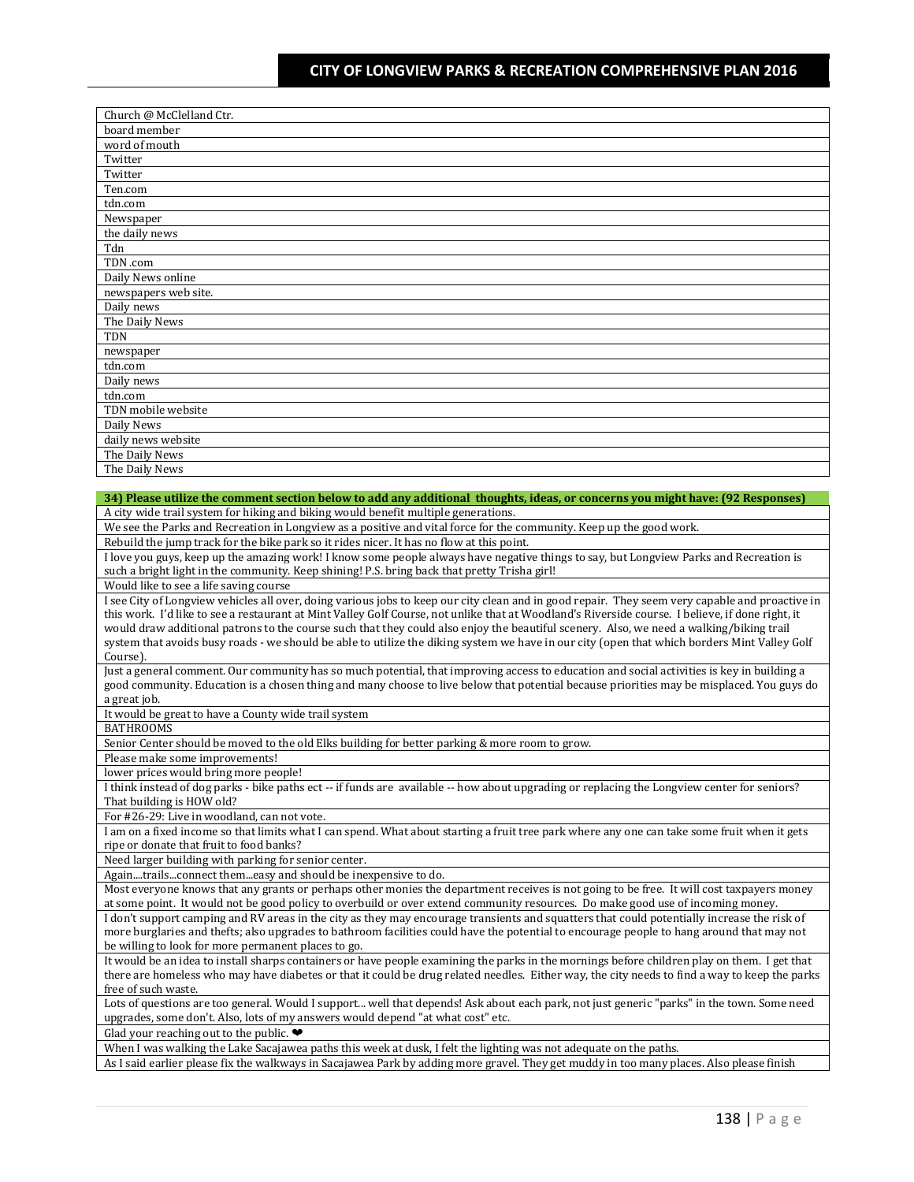| Church @ McClelland Ctr. |
|---|
| board member |
| word of mouth |
| Twitter |
| Twitter |
| Ten.com |
| tdn.com |
| Newspaper |
| the daily news |
| Tdn |
| TDN .com |
| Daily News online |
| newspapers web site. |
| Daily news |
| The Daily News |
| TDN |
| newspaper |
| tdn.com |
| Daily news |
| tdn.com |
| TDN mobile website |
| Daily News |
| daily news website |
| The Daily News |
| The Daily News |

| **34) Please utilize the comment section below to add any additional thoughts, ideas, or concerns you might have: (92 Responses)** |
|---|
| A city wide trail system for hiking and biking would benefit multiple generations. |
| We see the Parks and Recreation in Longview as a positive and vital force for the community. Keep up the good work. |
| Rebuild the jump track for the bike park so it rides nicer. It has no flow at this point. |
| I love you guys, keep up the amazing work! I know some people always have negative things to say, but Longview Parks and Recreation is such a bright light in the community. Keep shining! P.S. bring back that pretty Trisha girl! |
| Would like to see a life saving course |
| I see City of Longview vehicles all over, doing various jobs to keep our city clean and in good repair. They seem very capable and proactive in this work. I'd like to see a restaurant at Mint Valley Golf Course, not unlike that at Woodland's Riverside course. I believe, if done right, it would draw additional patrons to the course such that they could also enjoy the beautiful scenery. Also, we need a walking/biking trail system that avoids busy roads - we should be able to utilize the diking system we have in our city (open that which borders Mint Valley Golf Course). |
| Just a general comment. Our community has so much potential, that improving access to education and social activities is key in building a good community. Education is a chosen thing and many choose to live below that potential because priorities may be misplaced. You guys do a great job. |
| It would be great to have a County wide trail system |
| BATHROOMS |
| Senior Center should be moved to the old Elks building for better parking & more room to grow. |
| Please make some improvements! |
| lower prices would bring more people! |
| I think instead of dog parks - bike paths ect -- if funds are available -- how about upgrading or replacing the Longview center for seniors? That building is HOW old? |
| For #26-29: Live in woodland, can not vote. |
| I am on a fixed income so that limits what I can spend. What about starting a fruit tree park where any one can take some fruit when it gets ripe or donate that fruit to food banks? |
| Need larger building with parking for senior center. |
| Again....trails...connect them...easy and should be inexpensive to do. |
| Most everyone knows that any grants or perhaps other monies the department receives is not going to be free. It will cost taxpayers money at some point. It would not be good policy to overbuild or over extend community resources. Do make good use of incoming money. |
| I don't support camping and RV areas in the city as they may encourage transients and squatters that could potentially increase the risk of more burglaries and thefts; also upgrades to bathroom facilities could have the potential to encourage people to hang around that may not be willing to look for more permanent places to go. |
| It would be an idea to install sharps containers or have people examining the parks in the mornings before children play on them. I get that there are homeless who may have diabetes or that it could be drug related needles. Either way, the city needs to find a way to keep the parks free of such waste. |
| Lots of questions are too general. Would I support... well that depends! Ask about each park, not just generic "parks" in the town. Some need upgrades, some don't. Also, lots of my answers would depend "at what cost" etc. |
| Glad your reaching out to the public. ❤ |
| When I was walking the Lake Sacajawea paths this week at dusk, I felt the lighting was not adequate on the paths. |
| As I said earlier please fix the walkways in Sacajawea Park by adding more gravel. They get muddy in too many places. Also please finish |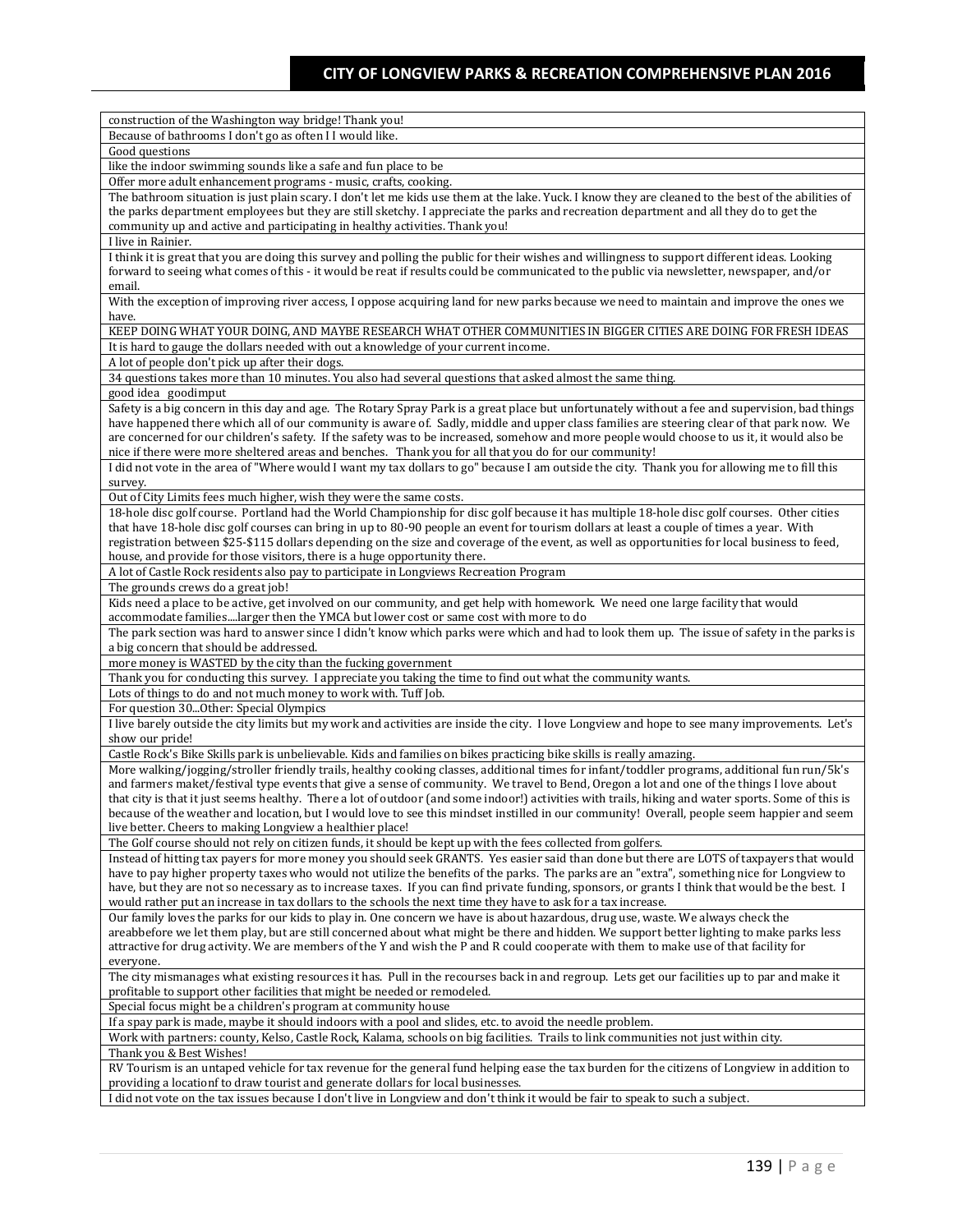| construction of the Washington way bridge! Thank you! |
| --- |
| Because of bathrooms I don't go as often I I would like. |
| Good questions |
| like the indoor swimming sounds like a safe and fun place to be |
| Offer more adult enhancement programs - music, crafts, cooking. |
| The bathroom situation is just plain scary. I don't let me kids use them at the lake. Yuck. I know they are cleaned to the best of the abilities of the parks department employees but they are still sketchy. I appreciate the parks and recreation department and all they do to get the community up and active and participating in healthy activities. Thank you! |
| I live in Rainier. |
| I think it is great that you are doing this survey and polling the public for their wishes and willingness to support different ideas. Looking forward to seeing what comes of this - it would be reat if results could be communicated to the public via newsletter, newspaper, and/or email. |
| With the exception of improving river access, I oppose acquiring land for new parks because we need to maintain and improve the ones we have. |
| KEEP DOING WHAT YOUR DOING, AND MAYBE RESEARCH WHAT OTHER COMMUNITIES IN BIGGER CITIES ARE DOING FOR FRESH IDEAS |
| It is hard to gauge the dollars needed with out a knowledge of your current income. |
| A lot of people don't pick up after their dogs. |
| 34 questions takes more than 10 minutes. You also had several questions that asked almost the same thing. |
| good idea goodimput |
| Safety is a big concern in this day and age. The Rotary Spray Park is a great place but unfortunately without a fee and supervision, bad things have happened there which all of our community is aware of. Sadly, middle and upper class families are steering clear of that park now. We are concerned for our children's safety. If the safety was to be increased, somehow and more people would choose to us it, it would also be nice if there were more sheltered areas and benches. Thank you for all that you do for our community! |
| I did not vote in the area of "Where would I want my tax dollars to go" because I am outside the city. Thank you for allowing me to fill this survey. |
| Out of City Limits fees much higher, wish they were the same costs. |
| 18-hole disc golf course. Portland had the World Championship for disc golf because it has multiple 18-hole disc golf courses. Other cities that have 18-hole disc golf courses can bring in up to 80-90 people an event for tourism dollars at least a couple of times a year. With registration between $25-$115 dollars depending on the size and coverage of the event, as well as opportunities for local business to feed, house, and provide for those visitors, there is a huge opportunity there. |
| A lot of Castle Rock residents also pay to participate in Longviews Recreation Program |
| The grounds crews do a great job! |
| Kids need a place to be active, get involved on our community, and get help with homework. We need one large facility that would accommodate families....larger then the YMCA but lower cost or same cost with more to do |
| The park section was hard to answer since I didn't know which parks were which and had to look them up. The issue of safety in the parks is a big concern that should be addressed. |
| more money is WASTED by the city than the fucking government |
| Thank you for conducting this survey. I appreciate you taking the time to find out what the community wants. |
| Lots of things to do and not much money to work with. Tuff Job. |
| For question 30...Other: Special Olympics |
| I live barely outside the city limits but my work and activities are inside the city. I love Longview and hope to see many improvements. Let's show our pride! |
| Castle Rock's Bike Skills park is unbelievable. Kids and families on bikes practicing bike skills is really amazing. |
| More walking/jogging/stroller friendly trails, healthy cooking classes, additional times for infant/toddler programs, additional fun run/5k's and farmers maket/festival type events that give a sense of community. We travel to Bend, Oregon a lot and one of the things I love about that city is that it just seems healthy. There a lot of outdoor (and some indoor!) activities with trails, hiking and water sports. Some of this is because of the weather and location, but I would love to see this mindset instilled in our community! Overall, people seem happier and seem live better. Cheers to making Longview a healthier place! |
| The Golf course should not rely on citizen funds, it should be kept up with the fees collected from golfers. |
| Instead of hitting tax payers for more money you should seek GRANTS. Yes easier said than done but there are LOTS of taxpayers that would have to pay higher property taxes who would not utilize the benefits of the parks. The parks are an "extra", something nice for Longview to have, but they are not so necessary as to increase taxes. If you can find private funding, sponsors, or grants I think that would be the best. I would rather put an increase in tax dollars to the schools the next time they have to ask for a tax increase. |
| Our family loves the parks for our kids to play in. One concern we have is about hazardous, drug use, waste. We always check the areabbefore we let them play, but are still concerned about what might be there and hidden. We support better lighting to make parks less attractive for drug activity. We are members of the Y and wish the P and R could cooperate with them to make use of that facility for everyone. |
| The city mismanages what existing resources it has. Pull in the recourses back in and regroup. Lets get our facilities up to par and make it profitable to support other facilities that might be needed or remodeled. |
| Special focus might be a children's program at community house |
| If a spay park is made, maybe it should indoors with a pool and slides, etc. to avoid the needle problem. |
| Work with partners: county, Kelso, Castle Rock, Kalama, schools on big facilities. Trails to link communities not just within city. |
| Thank you & Best Wishes! |
| RV Tourism is an untaped vehicle for tax revenue for the general fund helping ease the tax burden for the citizens of Longview in addition to providing a locationf to draw tourist and generate dollars for local businesses. |
| I did not vote on the tax issues because I don't live in Longview and don't think it would be fair to speak to such a subject. |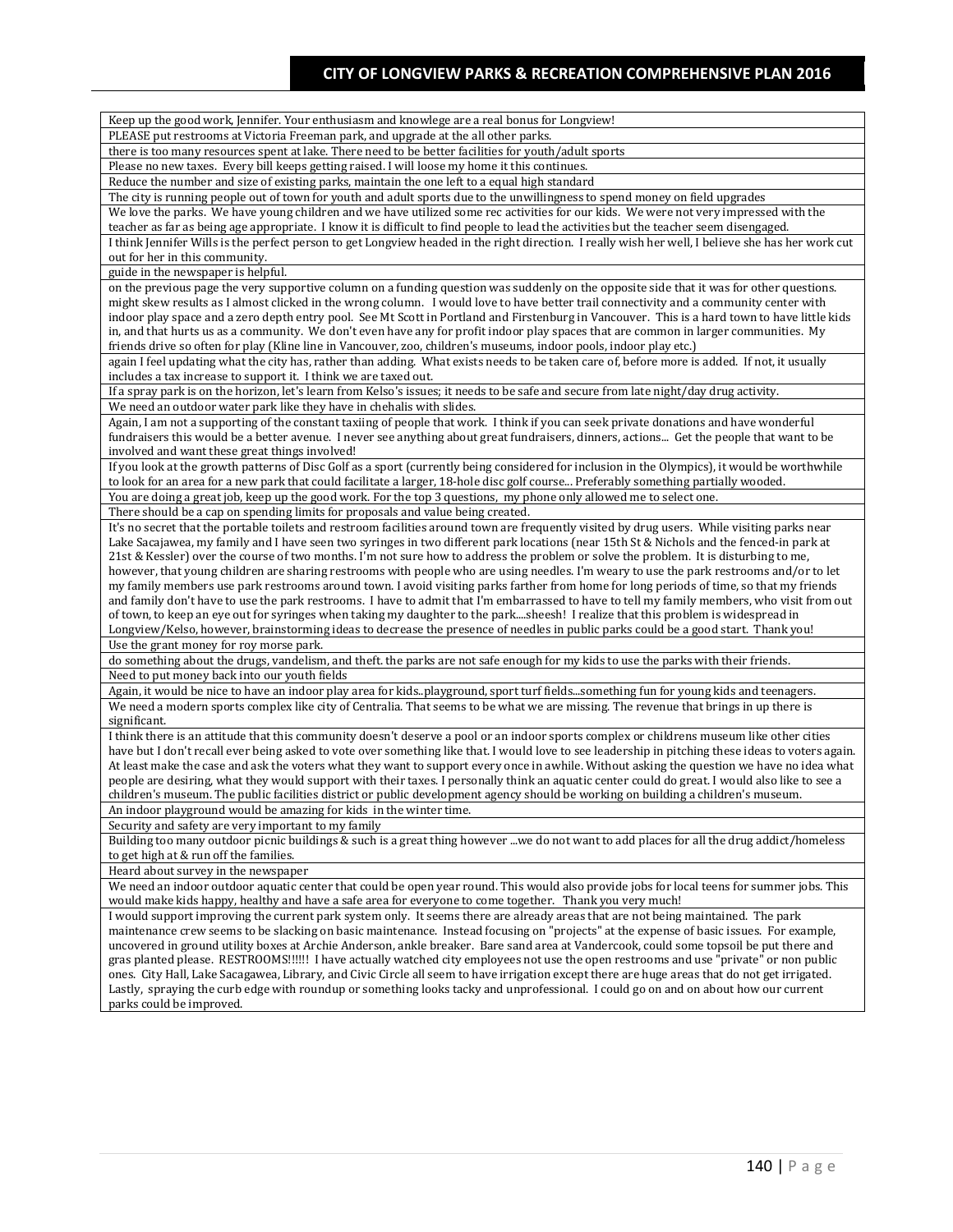| |
|---|
| Keep up the good work, Jennifer. Your enthusiasm and knowlege are a real bonus for Longview! |
| PLEASE put restrooms at Victoria Freeman park, and upgrade at the all other parks. |
| there is too many resources spent at lake. There need to be better facilities for youth/adult sports |
| Please no new taxes. Every bill keeps getting raised. I will loose my home it this continues. |
| Reduce the number and size of existing parks, maintain the one left to a equal high standard |
| The city is running people out of town for youth and adult sports due to the unwillingness to spend money on field upgrades |
| We love the parks. We have young children and we have utilized some rec activities for our kids. We were not very impressed with the teacher as far as being age appropriate. I know it is difficult to find people to lead the activities but the teacher seem disengaged. |
| I think Jennifer Wills is the perfect person to get Longview headed in the right direction. I really wish her well, I believe she has her work cut out for her in this community. |
| guide in the newspaper is helpful. |
| on the previous page the very supportive column on a funding question was suddenly on the opposite side that it was for other questions. might skew results as I almost clicked in the wrong column. I would love to have better trail connectivity and a community center with indoor play space and a zero depth entry pool. See Mt Scott in Portland and Firstenburg in Vancouver. This is a hard town to have little kids in, and that hurts us as a community. We don't even have any for profit indoor play spaces that are common in larger communities. My friends drive so often for play (Kline line in Vancouver, zoo, children's museums, indoor pools, indoor play etc.) |
| again I feel updating what the city has, rather than adding. What exists needs to be taken care of, before more is added. If not, it usually includes a tax increase to support it. I think we are taxed out. |
| If a spray park is on the horizon, let's learn from Kelso's issues; it needs to be safe and secure from late night/day drug activity. |
| We need an outdoor water park like they have in chehalis with slides. |
| Again, I am not a supporting of the constant taxiing of people that work. I think if you can seek private donations and have wonderful fundraisers this would be a better avenue. I never see anything about great fundraisers, dinners, actions... Get the people that want to be involved and want these great things involved! |
| If you look at the growth patterns of Disc Golf as a sport (currently being considered for inclusion in the Olympics), it would be worthwhile to look for an area for a new park that could facilitate a larger, 18-hole disc golf course... Preferably something partially wooded. |
| You are doing a great job, keep up the good work. For the top 3 questions, my phone only allowed me to select one. |
| There should be a cap on spending limits for proposals and value being created. |
| It's no secret that the portable toilets and restroom facilities around town are frequently visited by drug users. While visiting parks near Lake Sacajawea, my family and I have seen two syringes in two different park locations (near 15th St & Nichols and the fenced-in park at 21st & Kessler) over the course of two months. I'm not sure how to address the problem or solve the problem. It is disturbing to me, however, that young children are sharing restrooms with people who are using needles. I'm weary to use the park restrooms and/or to let my family members use park restrooms around town. I avoid visiting parks farther from home for long periods of time, so that my friends and family don't have to use the park restrooms. I have to admit that I'm embarrassed to have to tell my family members, who visit from out of town, to keep an eye out for syringes when taking my daughter to the park....sheesh! I realize that this problem is widespread in Longview/Kelso, however, brainstorming ideas to decrease the presence of needles in public parks could be a good start. Thank you! |
| Use the grant money for roy morse park. |
| do something about the drugs, vandelism, and theft. the parks are not safe enough for my kids to use the parks with their friends. |
| Need to put money back into our youth fields |
| Again, it would be nice to have an indoor play area for kids..playground, sport turf fields...something fun for young kids and teenagers. |
| We need a modern sports complex like city of Centralia. That seems to be what we are missing. The revenue that brings in up there is significant. |
| I think there is an attitude that this community doesn't deserve a pool or an indoor sports complex or childrens museum like other cities have but I don't recall ever being asked to vote over something like that. I would love to see leadership in pitching these ideas to voters again. At least make the case and ask the voters what they want to support every once in awhile. Without asking the question we have no idea what people are desiring, what they would support with their taxes. I personally think an aquatic center could do great. I would also like to see a children's museum. The public facilities district or public development agency should be working on building a children's museum. |
| An indoor playground would be amazing for kids in the winter time. |
| Security and safety are very important to my family |
| Building too many outdoor picnic buildings & such is a great thing however ...we do not want to add places for all the drug addict/homeless to get high at & run off the families. |
| Heard about survey in the newspaper |
| We need an indoor outdoor aquatic center that could be open year round. This would also provide jobs for local teens for summer jobs. This would make kids happy, healthy and have a safe area for everyone to come together. Thank you very much! |
| I would support improving the current park system only. It seems there are already areas that are not being maintained. The park maintenance crew seems to be slacking on basic maintenance. Instead focusing on "projects" at the expense of basic issues. For example, uncovered in ground utility boxes at Archie Anderson, ankle breaker. Bare sand area at Vandercook, could some topsoil be put there and gras planted please. RESTROOMS!!!!!! I have actually watched city employees not use the open restrooms and use "private" or non public ones. City Hall, Lake Sacagawea, Library, and Civic Circle all seem to have irrigation except there are huge areas that do not get irrigated. Lastly, spraying the curb edge with roundup or something looks tacky and unprofessional. I could go on and on about how our current parks could be improved. |